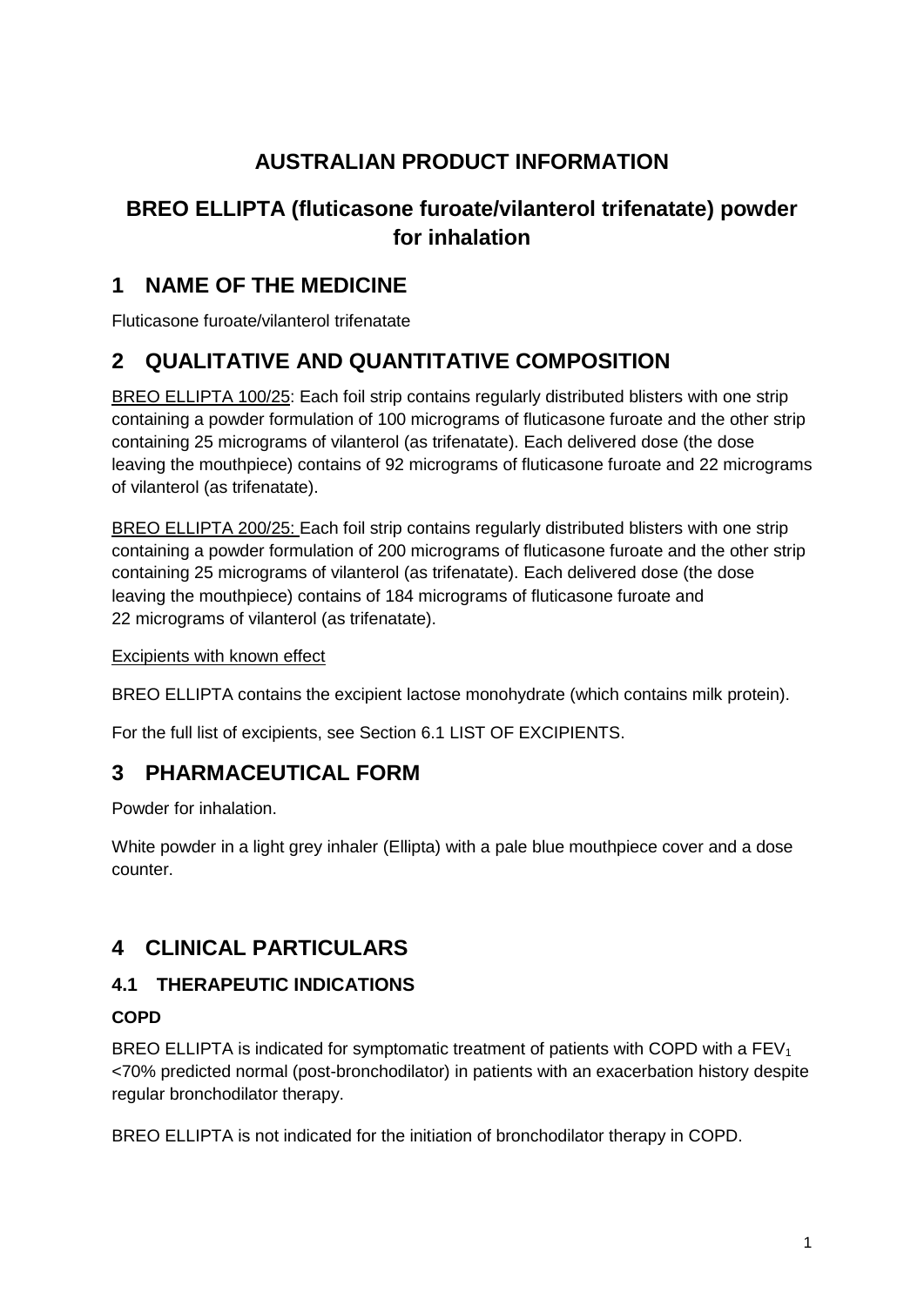# AUSTRALIAN PRODUCT INFORMATION

# BREO ELLIPTA (fluticasone furoate/vilanterol trifenatate) powder for inhalation

## 1 NAME OF THE MEDICINE

Fluticasone furoate/vilanterol trifenatate

## 2 QUALITATIVE AND QUANTITATIVE COMPOSITION

BREO ELLIPTA 100/25: Each foil strip contains regularly distributed blisters with one strip containing a powder formulation of 100 micrograms of fluticasone furoate and the other strip containing 25 micrograms of vilanterol (as trifenatate). Each delivered dose (the dose leaving the mouthpiece) contains of 92 micrograms of fluticasone furoate and 22 micrograms of vilanterol (as trifenatate).

BREO ELLIPTA 200/25: Each foil strip contains regularly distributed blisters with one strip containing a powder formulation of 200 micrograms of fluticasone furoate and the other strip containing 25 micrograms of vilanterol (as trifenatate). Each delivered dose (the dose leaving the mouthpiece) contains of 184 micrograms of fluticasone furoate and 22 micrograms of vilanterol (as trifenatate).

Excipients with known effect

BREO ELLIPTA contains the excipient lactose monohydrate (which contains milk protein).

For the full list of excipients, see Section 6.1 LIST OF EXCIPIENTS.

## 3 PHARMACEUTICAL FORM

Powder for inhalation.

White powder in a light grey inhaler (Ellipta) with a pale blue mouthpiece cover and a dose counter.

## 4 CLINICAL PARTICULARS

### 4.1 THERAPEUTIC INDICATIONS

**COPD**

BREO ELLIPTA is indicated for symptomatic treatment of patients with COPD with a $FEV_1$ <70% predicted normal (post-bronchodilator) in patients with an exacerbation history despite regular bronchodilator therapy.

BREO ELLIPTA is not indicated for the initiation of bronchodilator therapy in COPD.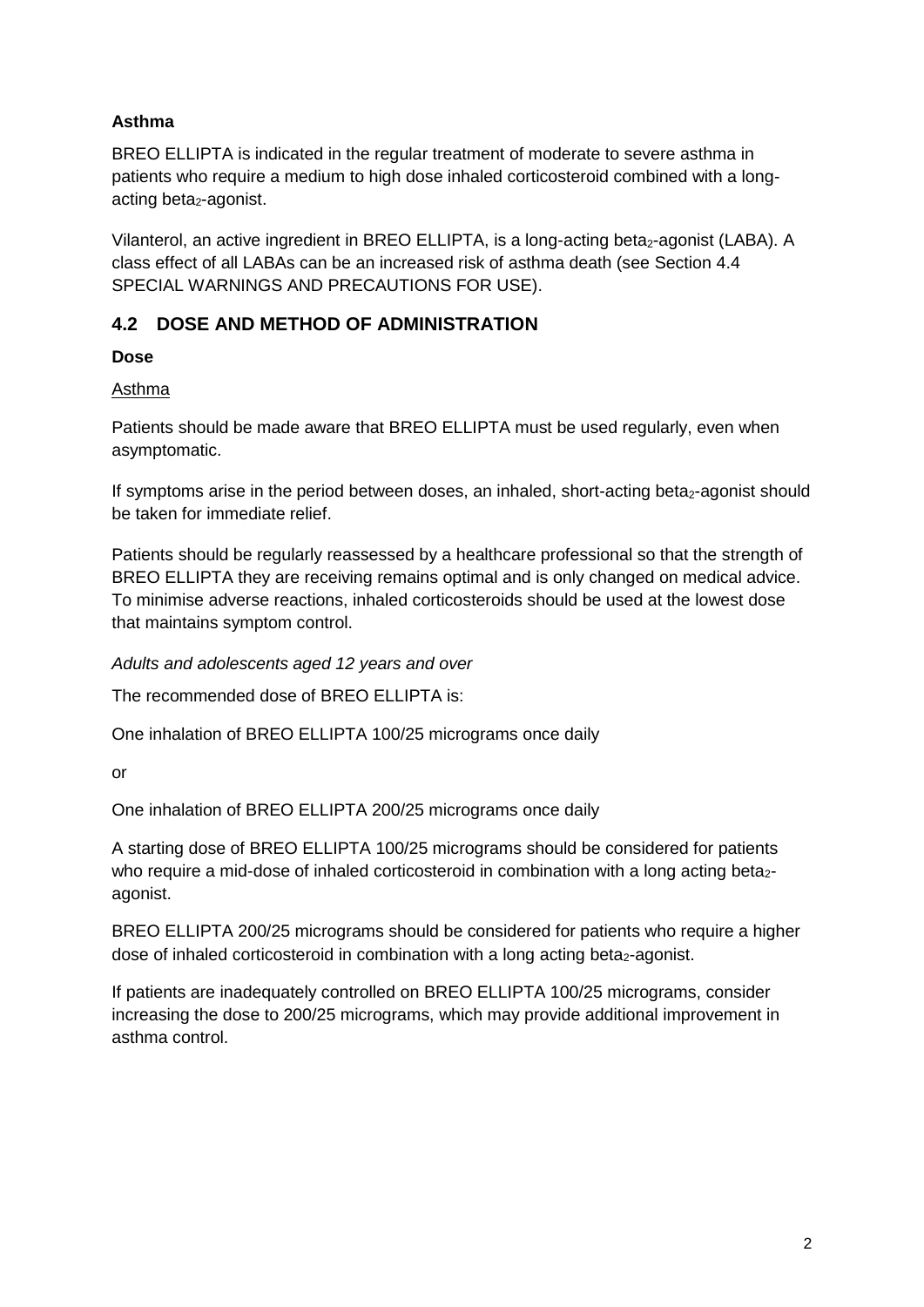**Asthma**

BREO ELLIPTA is indicated in the regular treatment of moderate to severe asthma in patients who require a medium to high dose inhaled corticosteroid combined with a long-acting beta$_2$-agonist.

Vilanterol, an active ingredient in BREO ELLIPTA, is a long-acting beta$_2$-agonist (LABA). A class effect of all LABAs can be an increased risk of asthma death (see Section 4.4 SPECIAL WARNINGS AND PRECAUTIONS FOR USE).

## 4.2 DOSE AND METHOD OF ADMINISTRATION

**Dose**

Asthma

Patients should be made aware that BREO ELLIPTA must be used regularly, even when asymptomatic.

If symptoms arise in the period between doses, an inhaled, short-acting beta$_2$-agonist should be taken for immediate relief.

Patients should be regularly reassessed by a healthcare professional so that the strength of BREO ELLIPTA they are receiving remains optimal and is only changed on medical advice. To minimise adverse reactions, inhaled corticosteroids should be used at the lowest dose that maintains symptom control.

*Adults and adolescents aged 12 years and over*

The recommended dose of BREO ELLIPTA is:

One inhalation of BREO ELLIPTA 100/25 micrograms once daily

or

One inhalation of BREO ELLIPTA 200/25 micrograms once daily

A starting dose of BREO ELLIPTA 100/25 micrograms should be considered for patients who require a mid-dose of inhaled corticosteroid in combination with a long acting beta$_2$-agonist.

BREO ELLIPTA 200/25 micrograms should be considered for patients who require a higher dose of inhaled corticosteroid in combination with a long acting beta$_2$-agonist.

If patients are inadequately controlled on BREO ELLIPTA 100/25 micrograms, consider increasing the dose to 200/25 micrograms, which may provide additional improvement in asthma control.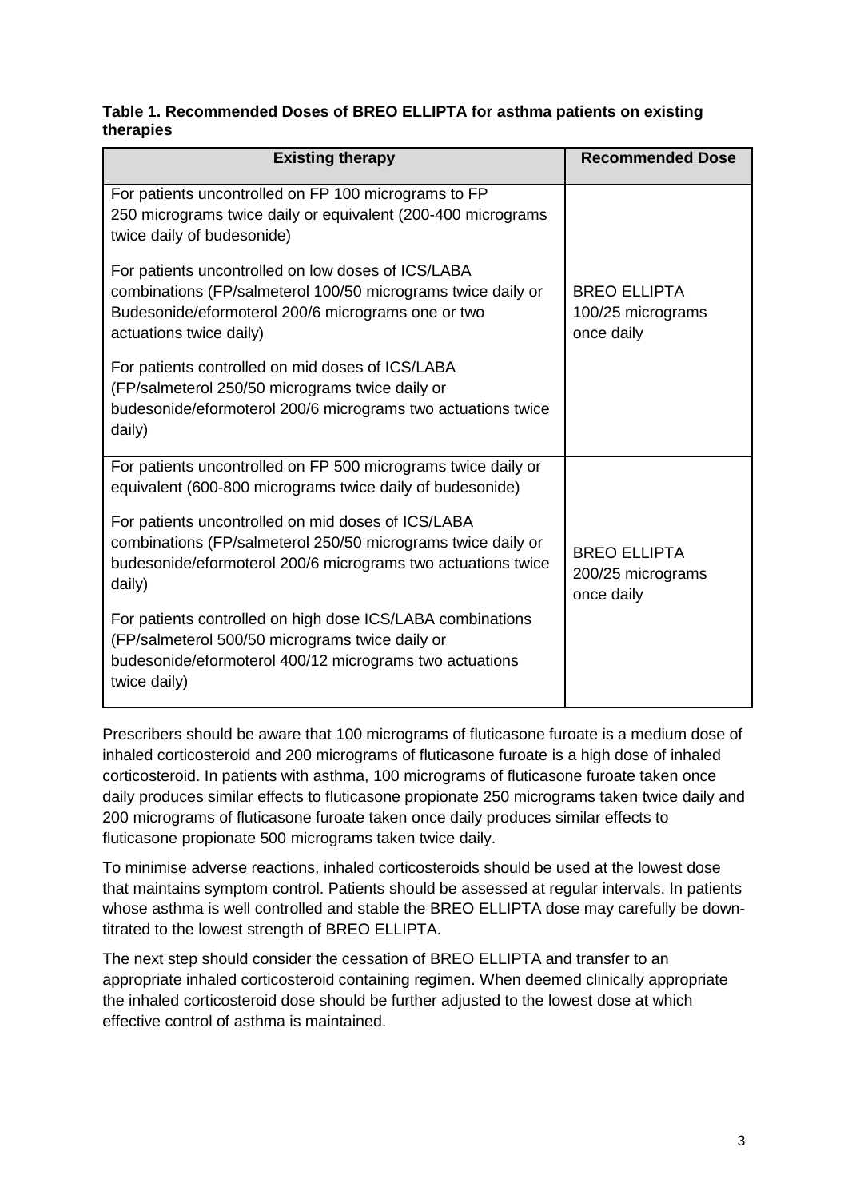**Table 1. Recommended Doses of BREO ELLIPTA for asthma patients on existing therapies**

| Existing therapy | Recommended Dose |
|---|---|
| For patients uncontrolled on FP 100 micrograms to FP 250 micrograms twice daily or equivalent (200-400 micrograms twice daily of budesonide)<br><br>For patients uncontrolled on low doses of ICS/LABA combinations (FP/salmeterol 100/50 micrograms twice daily or Budesonide/eformoterol 200/6 micrograms one or two actuations twice daily)<br><br>For patients controlled on mid doses of ICS/LABA (FP/salmeterol 250/50 micrograms twice daily or budesonide/eformoterol 200/6 micrograms two actuations twice daily) | BREO ELLIPTA 100/25 micrograms once daily |
| For patients uncontrolled on FP 500 micrograms twice daily or equivalent (600-800 micrograms twice daily of budesonide)<br><br>For patients uncontrolled on mid doses of ICS/LABA combinations (FP/salmeterol 250/50 micrograms twice daily or budesonide/eformoterol 200/6 micrograms two actuations twice daily)<br><br>For patients controlled on high dose ICS/LABA combinations (FP/salmeterol 500/50 micrograms twice daily or budesonide/eformoterol 400/12 micrograms two actuations twice daily) | BREO ELLIPTA 200/25 micrograms once daily |

Prescribers should be aware that 100 micrograms of fluticasone furoate is a medium dose of inhaled corticosteroid and 200 micrograms of fluticasone furoate is a high dose of inhaled corticosteroid. In patients with asthma, 100 micrograms of fluticasone furoate taken once daily produces similar effects to fluticasone propionate 250 micrograms taken twice daily and 200 micrograms of fluticasone furoate taken once daily produces similar effects to fluticasone propionate 500 micrograms taken twice daily.

To minimise adverse reactions, inhaled corticosteroids should be used at the lowest dose that maintains symptom control. Patients should be assessed at regular intervals. In patients whose asthma is well controlled and stable the BREO ELLIPTA dose may carefully be down-titrated to the lowest strength of BREO ELLIPTA.

The next step should consider the cessation of BREO ELLIPTA and transfer to an appropriate inhaled corticosteroid containing regimen. When deemed clinically appropriate the inhaled corticosteroid dose should be further adjusted to the lowest dose at which effective control of asthma is maintained.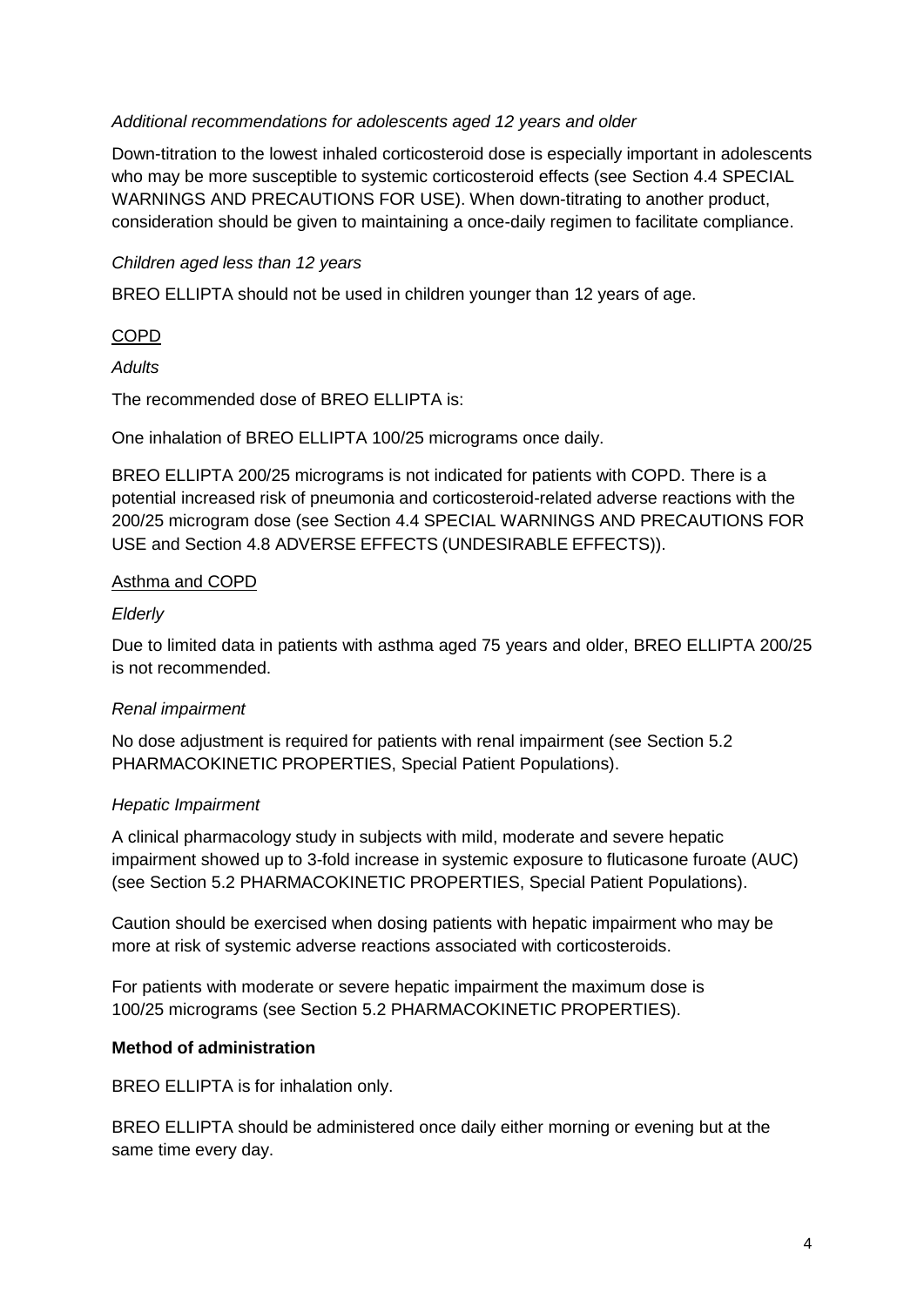*Additional recommendations for adolescents aged 12 years and older*

Down-titration to the lowest inhaled corticosteroid dose is especially important in adolescents who may be more susceptible to systemic corticosteroid effects (see Section 4.4 SPECIAL WARNINGS AND PRECAUTIONS FOR USE). When down-titrating to another product, consideration should be given to maintaining a once-daily regimen to facilitate compliance.

*Children aged less than 12 years*

BREO ELLIPTA should not be used in children younger than 12 years of age.

<u>COPD</u>

*Adults*

The recommended dose of BREO ELLIPTA is:

One inhalation of BREO ELLIPTA 100/25 micrograms once daily.

BREO ELLIPTA 200/25 micrograms is not indicated for patients with COPD. There is a potential increased risk of pneumonia and corticosteroid-related adverse reactions with the 200/25 microgram dose (see Section 4.4 SPECIAL WARNINGS AND PRECAUTIONS FOR USE and Section 4.8 ADVERSE EFFECTS (UNDESIRABLE EFFECTS)).

<u>Asthma and COPD</u>

*Elderly*

Due to limited data in patients with asthma aged 75 years and older, BREO ELLIPTA 200/25 is not recommended.

*Renal impairment*

No dose adjustment is required for patients with renal impairment (see Section 5.2 PHARMACOKINETIC PROPERTIES, Special Patient Populations).

*Hepatic Impairment*

A clinical pharmacology study in subjects with mild, moderate and severe hepatic impairment showed up to 3-fold increase in systemic exposure to fluticasone furoate (AUC) (see Section 5.2 PHARMACOKINETIC PROPERTIES, Special Patient Populations).

Caution should be exercised when dosing patients with hepatic impairment who may be more at risk of systemic adverse reactions associated with corticosteroids.

For patients with moderate or severe hepatic impairment the maximum dose is 100/25 micrograms (see Section 5.2 PHARMACOKINETIC PROPERTIES).

**Method of administration**

BREO ELLIPTA is for inhalation only.

BREO ELLIPTA should be administered once daily either morning or evening but at the same time every day.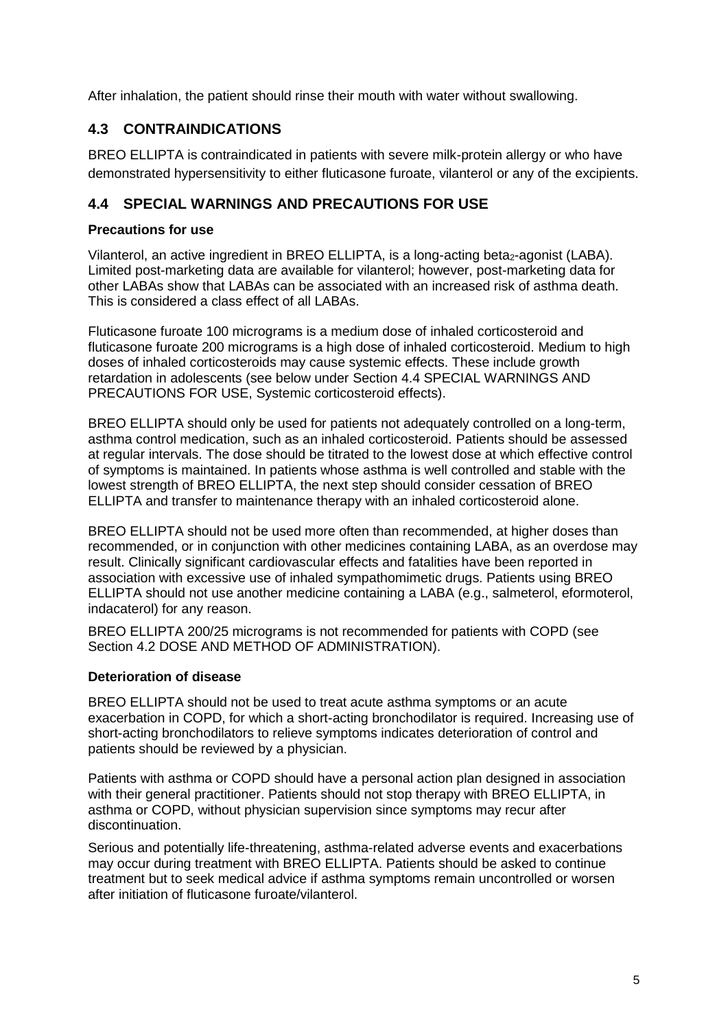After inhalation, the patient should rinse their mouth with water without swallowing.

## 4.3 CONTRAINDICATIONS

BREO ELLIPTA is contraindicated in patients with severe milk-protein allergy or who have demonstrated hypersensitivity to either fluticasone furoate, vilanterol or any of the excipients.

## 4.4 SPECIAL WARNINGS AND PRECAUTIONS FOR USE

**Precautions for use**

Vilanterol, an active ingredient in BREO ELLIPTA, is a long-acting beta$_2$-agonist (LABA). Limited post-marketing data are available for vilanterol; however, post-marketing data for other LABAs show that LABAs can be associated with an increased risk of asthma death. This is considered a class effect of all LABAs.

Fluticasone furoate 100 micrograms is a medium dose of inhaled corticosteroid and fluticasone furoate 200 micrograms is a high dose of inhaled corticosteroid. Medium to high doses of inhaled corticosteroids may cause systemic effects. These include growth retardation in adolescents (see below under Section 4.4 SPECIAL WARNINGS AND PRECAUTIONS FOR USE, Systemic corticosteroid effects).

BREO ELLIPTA should only be used for patients not adequately controlled on a long-term, asthma control medication, such as an inhaled corticosteroid. Patients should be assessed at regular intervals. The dose should be titrated to the lowest dose at which effective control of symptoms is maintained. In patients whose asthma is well controlled and stable with the lowest strength of BREO ELLIPTA, the next step should consider cessation of BREO ELLIPTA and transfer to maintenance therapy with an inhaled corticosteroid alone.

BREO ELLIPTA should not be used more often than recommended, at higher doses than recommended, or in conjunction with other medicines containing LABA, as an overdose may result. Clinically significant cardiovascular effects and fatalities have been reported in association with excessive use of inhaled sympathomimetic drugs. Patients using BREO ELLIPTA should not use another medicine containing a LABA (e.g., salmeterol, eformoterol, indacaterol) for any reason.

BREO ELLIPTA 200/25 micrograms is not recommended for patients with COPD (see Section 4.2 DOSE AND METHOD OF ADMINISTRATION).

**Deterioration of disease**

BREO ELLIPTA should not be used to treat acute asthma symptoms or an acute exacerbation in COPD, for which a short-acting bronchodilator is required. Increasing use of short-acting bronchodilators to relieve symptoms indicates deterioration of control and patients should be reviewed by a physician.

Patients with asthma or COPD should have a personal action plan designed in association with their general practitioner. Patients should not stop therapy with BREO ELLIPTA, in asthma or COPD, without physician supervision since symptoms may recur after discontinuation.

Serious and potentially life-threatening, asthma-related adverse events and exacerbations may occur during treatment with BREO ELLIPTA. Patients should be asked to continue treatment but to seek medical advice if asthma symptoms remain uncontrolled or worsen after initiation of fluticasone furoate/vilanterol.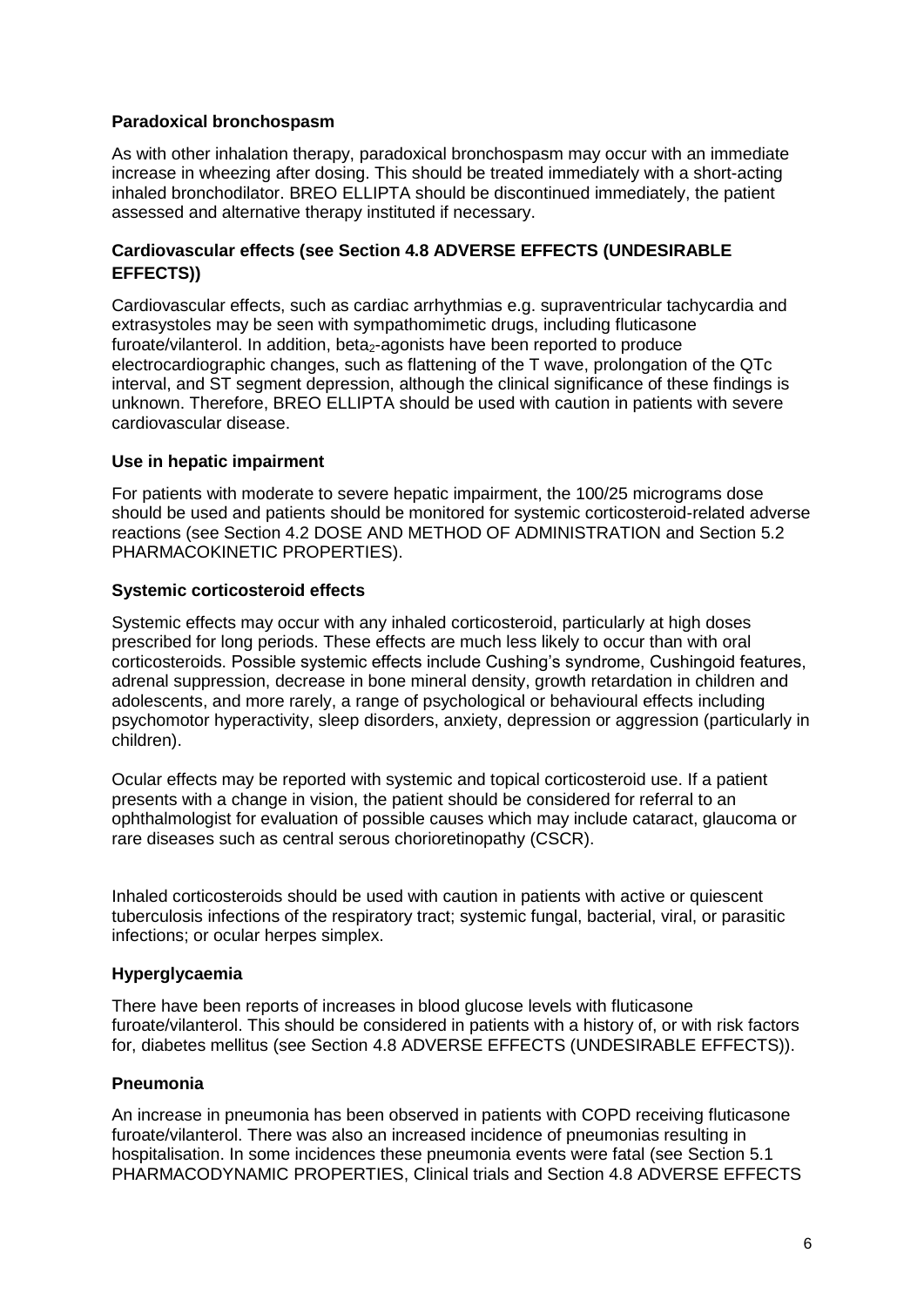**Paradoxical bronchospasm**

As with other inhalation therapy, paradoxical bronchospasm may occur with an immediate increase in wheezing after dosing. This should be treated immediately with a short-acting inhaled bronchodilator. BREO ELLIPTA should be discontinued immediately, the patient assessed and alternative therapy instituted if necessary.

**Cardiovascular effects (see Section 4.8 ADVERSE EFFECTS (UNDESIRABLE EFFECTS))**

Cardiovascular effects, such as cardiac arrhythmias e.g. supraventricular tachycardia and extrasystoles may be seen with sympathomimetic drugs, including fluticasone furoate/vilanterol. In addition, $beta_2$-agonists have been reported to produce electrocardiographic changes, such as flattening of the T wave, prolongation of the QTc interval, and ST segment depression, although the clinical significance of these findings is unknown. Therefore, BREO ELLIPTA should be used with caution in patients with severe cardiovascular disease.

**Use in hepatic impairment**

For patients with moderate to severe hepatic impairment, the 100/25 micrograms dose should be used and patients should be monitored for systemic corticosteroid-related adverse reactions (see Section 4.2 DOSE AND METHOD OF ADMINISTRATION and Section 5.2 PHARMACOKINETIC PROPERTIES).

**Systemic corticosteroid effects**

Systemic effects may occur with any inhaled corticosteroid, particularly at high doses prescribed for long periods. These effects are much less likely to occur than with oral corticosteroids. Possible systemic effects include Cushing's syndrome, Cushingoid features, adrenal suppression, decrease in bone mineral density, growth retardation in children and adolescents, and more rarely, a range of psychological or behavioural effects including psychomotor hyperactivity, sleep disorders, anxiety, depression or aggression (particularly in children).

Ocular effects may be reported with systemic and topical corticosteroid use. If a patient presents with a change in vision, the patient should be considered for referral to an ophthalmologist for evaluation of possible causes which may include cataract, glaucoma or rare diseases such as central serous chorioretinopathy (CSCR).

Inhaled corticosteroids should be used with caution in patients with active or quiescent tuberculosis infections of the respiratory tract; systemic fungal, bacterial, viral, or parasitic infections; or ocular herpes simplex.

**Hyperglycaemia**

There have been reports of increases in blood glucose levels with fluticasone furoate/vilanterol. This should be considered in patients with a history of, or with risk factors for, diabetes mellitus (see Section 4.8 ADVERSE EFFECTS (UNDESIRABLE EFFECTS)).

**Pneumonia**

An increase in pneumonia has been observed in patients with COPD receiving fluticasone furoate/vilanterol. There was also an increased incidence of pneumonias resulting in hospitalisation. In some incidences these pneumonia events were fatal (see Section 5.1 PHARMACODYNAMIC PROPERTIES, Clinical trials and Section 4.8 ADVERSE EFFECTS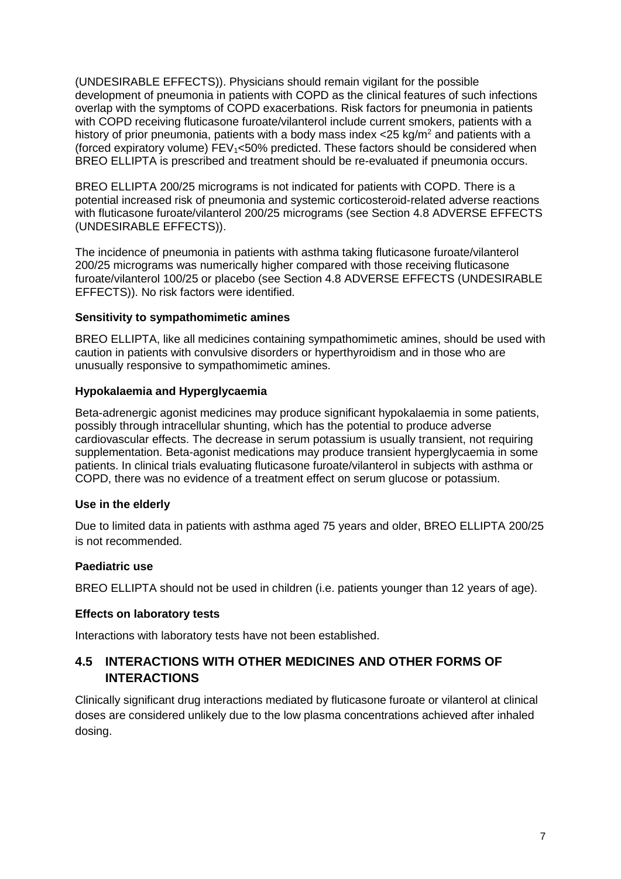(UNDESIRABLE EFFECTS)). Physicians should remain vigilant for the possible development of pneumonia in patients with COPD as the clinical features of such infections overlap with the symptoms of COPD exacerbations. Risk factors for pneumonia in patients with COPD receiving fluticasone furoate/vilanterol include current smokers, patients with a history of prior pneumonia, patients with a body mass index <25 kg/m$^2$ and patients with a (forced expiratory volume) $FEV_1$<50% predicted. These factors should be considered when BREO ELLIPTA is prescribed and treatment should be re-evaluated if pneumonia occurs.

BREO ELLIPTA 200/25 micrograms is not indicated for patients with COPD. There is a potential increased risk of pneumonia and systemic corticosteroid-related adverse reactions with fluticasone furoate/vilanterol 200/25 micrograms (see Section 4.8 ADVERSE EFFECTS (UNDESIRABLE EFFECTS)).

The incidence of pneumonia in patients with asthma taking fluticasone furoate/vilanterol 200/25 micrograms was numerically higher compared with those receiving fluticasone furoate/vilanterol 100/25 or placebo (see Section 4.8 ADVERSE EFFECTS (UNDESIRABLE EFFECTS)). No risk factors were identified.

**Sensitivity to sympathomimetic amines**

BREO ELLIPTA, like all medicines containing sympathomimetic amines, should be used with caution in patients with convulsive disorders or hyperthyroidism and in those who are unusually responsive to sympathomimetic amines.

**Hypokalaemia and Hyperglycaemia**

Beta-adrenergic agonist medicines may produce significant hypokalaemia in some patients, possibly through intracellular shunting, which has the potential to produce adverse cardiovascular effects. The decrease in serum potassium is usually transient, not requiring supplementation. Beta-agonist medications may produce transient hyperglycaemia in some patients. In clinical trials evaluating fluticasone furoate/vilanterol in subjects with asthma or COPD, there was no evidence of a treatment effect on serum glucose or potassium.

**Use in the elderly**

Due to limited data in patients with asthma aged 75 years and older, BREO ELLIPTA 200/25 is not recommended.

**Paediatric use**

BREO ELLIPTA should not be used in children (i.e. patients younger than 12 years of age).

**Effects on laboratory tests**

Interactions with laboratory tests have not been established.

## 4.5 INTERACTIONS WITH OTHER MEDICINES AND OTHER FORMS OF INTERACTIONS

Clinically significant drug interactions mediated by fluticasone furoate or vilanterol at clinical doses are considered unlikely due to the low plasma concentrations achieved after inhaled dosing.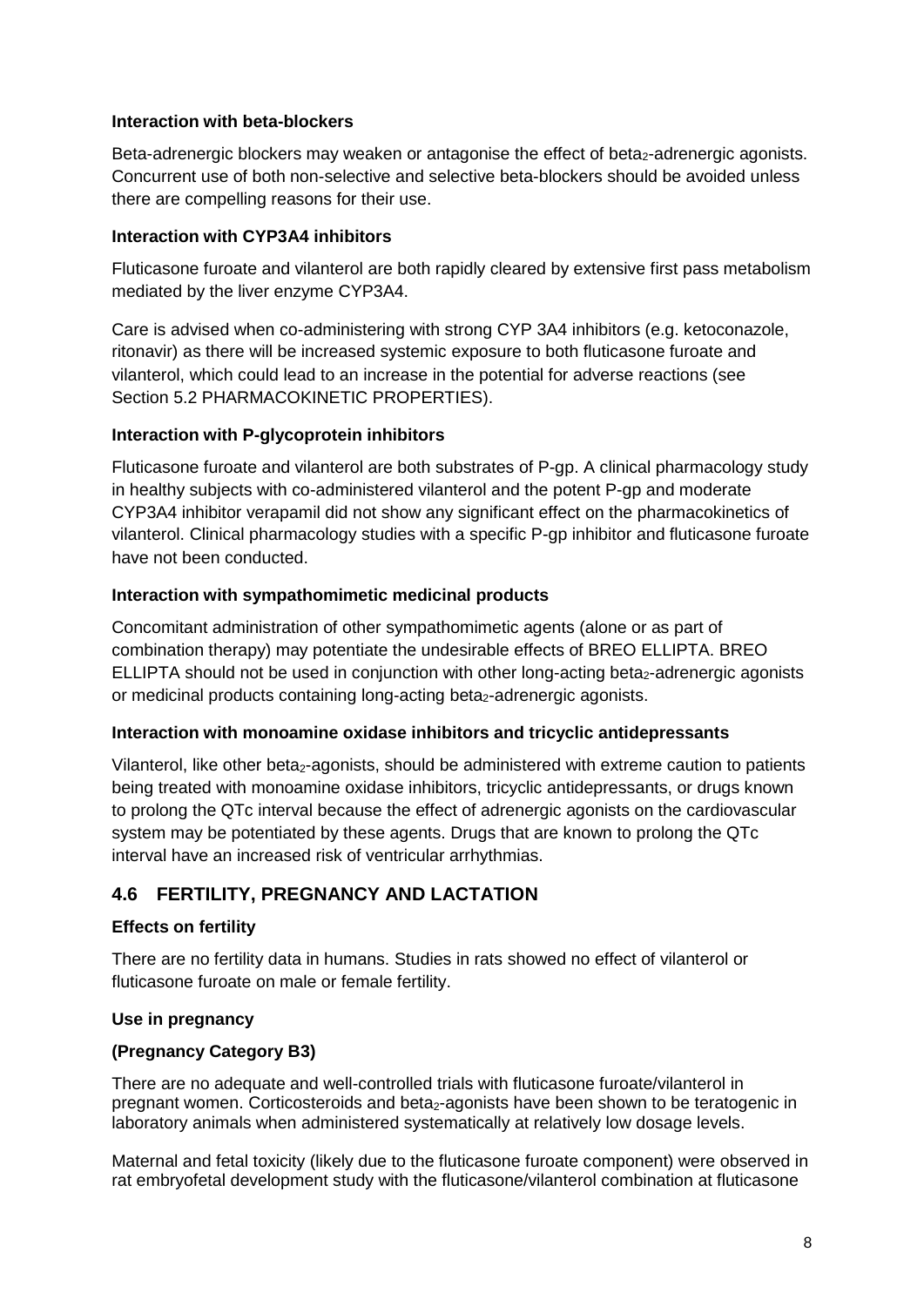**Interaction with beta-blockers**

Beta-adrenergic blockers may weaken or antagonise the effect of $beta_2$-adrenergic agonists. Concurrent use of both non-selective and selective beta-blockers should be avoided unless there are compelling reasons for their use.

**Interaction with CYP3A4 inhibitors**

Fluticasone furoate and vilanterol are both rapidly cleared by extensive first pass metabolism mediated by the liver enzyme CYP3A4.

Care is advised when co-administering with strong CYP 3A4 inhibitors (e.g. ketoconazole, ritonavir) as there will be increased systemic exposure to both fluticasone furoate and vilanterol, which could lead to an increase in the potential for adverse reactions (see Section 5.2 PHARMACOKINETIC PROPERTIES).

**Interaction with P-glycoprotein inhibitors**

Fluticasone furoate and vilanterol are both substrates of P-gp. A clinical pharmacology study in healthy subjects with co-administered vilanterol and the potent P-gp and moderate CYP3A4 inhibitor verapamil did not show any significant effect on the pharmacokinetics of vilanterol. Clinical pharmacology studies with a specific P-gp inhibitor and fluticasone furoate have not been conducted.

**Interaction with sympathomimetic medicinal products**

Concomitant administration of other sympathomimetic agents (alone or as part of combination therapy) may potentiate the undesirable effects of BREO ELLIPTA. BREO ELLIPTA should not be used in conjunction with other long-acting $beta_2$-adrenergic agonists or medicinal products containing long-acting $beta_2$-adrenergic agonists.

**Interaction with monoamine oxidase inhibitors and tricyclic antidepressants**

Vilanterol, like other $beta_2$-agonists, should be administered with extreme caution to patients being treated with monoamine oxidase inhibitors, tricyclic antidepressants, or drugs known to prolong the QTc interval because the effect of adrenergic agonists on the cardiovascular system may be potentiated by these agents. Drugs that are known to prolong the QTc interval have an increased risk of ventricular arrhythmias.

## 4.6 FERTILITY, PREGNANCY AND LACTATION

**Effects on fertility**

There are no fertility data in humans. Studies in rats showed no effect of vilanterol or fluticasone furoate on male or female fertility.

**Use in pregnancy**

**(Pregnancy Category B3)**

There are no adequate and well-controlled trials with fluticasone furoate/vilanterol in pregnant women. Corticosteroids and $beta_2$-agonists have been shown to be teratogenic in laboratory animals when administered systematically at relatively low dosage levels.

Maternal and fetal toxicity (likely due to the fluticasone furoate component) were observed in rat embryofetal development study with the fluticasone/vilanterol combination at fluticasone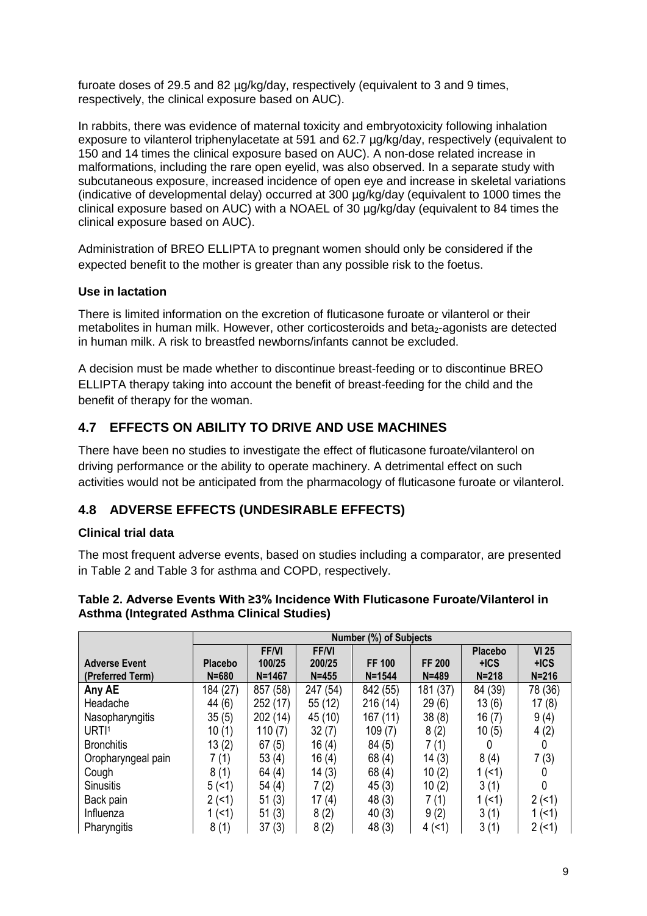furoate doses of 29.5 and 82 µg/kg/day, respectively (equivalent to 3 and 9 times, respectively, the clinical exposure based on AUC).

In rabbits, there was evidence of maternal toxicity and embryotoxicity following inhalation exposure to vilanterol triphenylacetate at 591 and 62.7 µg/kg/day, respectively (equivalent to 150 and 14 times the clinical exposure based on AUC). A non-dose related increase in malformations, including the rare open eyelid, was also observed. In a separate study with subcutaneous exposure, increased incidence of open eye and increase in skeletal variations (indicative of developmental delay) occurred at 300 µg/kg/day (equivalent to 1000 times the clinical exposure based on AUC) with a NOAEL of 30 µg/kg/day (equivalent to 84 times the clinical exposure based on AUC).

Administration of BREO ELLIPTA to pregnant women should only be considered if the expected benefit to the mother is greater than any possible risk to the foetus.

**Use in lactation**

There is limited information on the excretion of fluticasone furoate or vilanterol or their metabolites in human milk. However, other corticosteroids and $beta_2$-agonists are detected in human milk. A risk to breastfed newborns/infants cannot be excluded.

A decision must be made whether to discontinue breast-feeding or to discontinue BREO ELLIPTA therapy taking into account the benefit of breast-feeding for the child and the benefit of therapy for the woman.

## 4.7 EFFECTS ON ABILITY TO DRIVE AND USE MACHINES

There have been no studies to investigate the effect of fluticasone furoate/vilanterol on driving performance or the ability to operate machinery. A detrimental effect on such activities would not be anticipated from the pharmacology of fluticasone furoate or vilanterol.

## 4.8 ADVERSE EFFECTS (UNDESIRABLE EFFECTS)

**Clinical trial data**

The most frequent adverse events, based on studies including a comparator, are presented in Table 2 and Table 3 for asthma and COPD, respectively.

**Table 2. Adverse Events With ≥3% Incidence With Fluticasone Furoate/Vilanterol in Asthma (Integrated Asthma Clinical Studies)**

| | Number (%) of Subjects | | | | | | |
|---|---|---|---|---|---|---|---|
| **Adverse Event (Preferred Term)** | **Placebo N=680** | **FF/VI 100/25 N=1467** | **FF/VI 200/25 N=455** | **FF 100 N=1544** | **FF 200 N=489** | **Placebo +ICS N=218** | **VI 25 +ICS N=216** |
| **Any AE** | 184 (27) | 857 (58) | 247 (54) | 842 (55) | 181 (37) | 84 (39) | 78 (36) |
| Headache | 44 (6) | 252 (17) | 55 (12) | 216 (14) | 29 (6) | 13 (6) | 17 (8) |
| Nasopharyngitis | 35 (5) | 202 (14) | 45 (10) | 167 (11) | 38 (8) | 16 (7) | 9 (4) |
| URTI[1] | 10 (1) | 110 (7) | 32 (7) | 109 (7) | 8 (2) | 10 (5) | 4 (2) |
| Bronchitis | 13 (2) | 67 (5) | 16 (4) | 84 (5) | 7 (1) | 0 | 0 |
| Oropharyngeal pain | 7 (1) | 53 (4) | 16 (4) | 68 (4) | 14 (3) | 8 (4) | 7 (3) |
| Cough | 8 (1) | 64 (4) | 14 (3) | 68 (4) | 10 (2) | 1 (<1) | 0 |
| Sinusitis | 5 (<1) | 54 (4) | 7 (2) | 45 (3) | 10 (2) | 3 (1) | 0 |
| Back pain | 2 (<1) | 51 (3) | 17 (4) | 48 (3) | 7 (1) | 1 (<1) | 2 (<1) |
| Influenza | 1 (<1) | 51 (3) | 8 (2) | 40 (3) | 9 (2) | 3 (1) | 1 (<1) |
| Pharyngitis | 8 (1) | 37 (3) | 8 (2) | 48 (3) | 4 (<1) | 3 (1) | 2 (<1) |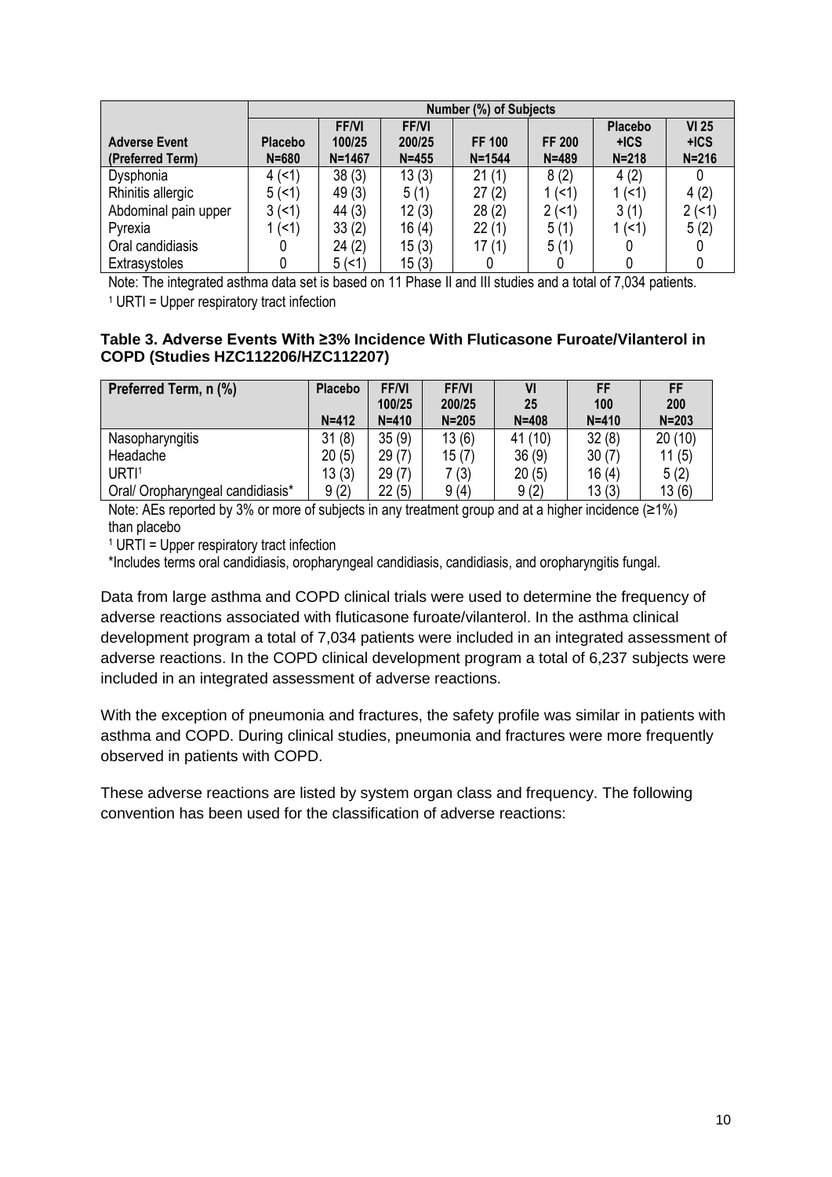| | Number (%) of Subjects | | | | | | |
|---|---|---|---|---|---|---|---|
| **Adverse Event (Preferred Term)** | **Placebo N=680** | **FF/VI 100/25 N=1467** | **FF/VI 200/25 N=455** | **FF 100 N=1544** | **FF 200 N=489** | **Placebo +ICS N=218** | **VI 25 +ICS N=216** |
| Dysphonia | 4 (<1) | 38 (3) | 13 (3) | 21 (1) | 8 (2) | 4 (2) | 0 |
| Rhinitis allergic | 5 (<1) | 49 (3) | 5 (1) | 27 (2) | 1 (<1) | 1 (<1) | 4 (2) |
| Abdominal pain upper | 3 (<1) | 44 (3) | 12 (3) | 28 (2) | 2 (<1) | 3 (1) | 2 (<1) |
| Pyrexia | 1 (<1) | 33 (2) | 16 (4) | 22 (1) | 5 (1) | 1 (<1) | 5 (2) |
| Oral candidiasis | 0 | 24 (2) | 15 (3) | 17 (1) | 5 (1) | 0 | 0 |
| Extrasystoles | 0 | 5 (<1) | 15 (3) | 0 | 0 | 0 | 0 |

Note: The integrated asthma data set is based on 11 Phase II and III studies and a total of 7,034 patients.

[1] URTI = Upper respiratory tract infection

**Table 3. Adverse Events With ≥3% Incidence With Fluticasone Furoate/Vilanterol in COPD (Studies HZC112206/HZC112207)**

| Preferred Term, n (%) | Placebo N=412 | FF/VI 100/25 N=410 | FF/VI 200/25 N=205 | VI 25 N=408 | FF 100 N=410 | FF 200 N=203 |
|---|---|---|---|---|---|---|
| Nasopharyngitis | 31 (8) | 35 (9) | 13 (6) | 41 (10) | 32 (8) | 20 (10) |
| Headache | 20 (5) | 29 (7) | 15 (7) | 36 (9) | 30 (7) | 11 (5) |
| URTI[1] | 13 (3) | 29 (7) | 7 (3) | 20 (5) | 16 (4) | 5 (2) |
| Oral/ Oropharyngeal candidiasis* | 9 (2) | 22 (5) | 9 (4) | 9 (2) | 13 (3) | 13 (6) |

Note: AEs reported by 3% or more of subjects in any treatment group and at a higher incidence (≥1%) than placebo

[1] URTI = Upper respiratory tract infection

*Includes terms oral candidiasis, oropharyngeal candidiasis, candidiasis, and oropharyngitis fungal.

Data from large asthma and COPD clinical trials were used to determine the frequency of adverse reactions associated with fluticasone furoate/vilanterol. In the asthma clinical development program a total of 7,034 patients were included in an integrated assessment of adverse reactions. In the COPD clinical development program a total of 6,237 subjects were included in an integrated assessment of adverse reactions.

With the exception of pneumonia and fractures, the safety profile was similar in patients with asthma and COPD. During clinical studies, pneumonia and fractures were more frequently observed in patients with COPD.

These adverse reactions are listed by system organ class and frequency. The following convention has been used for the classification of adverse reactions: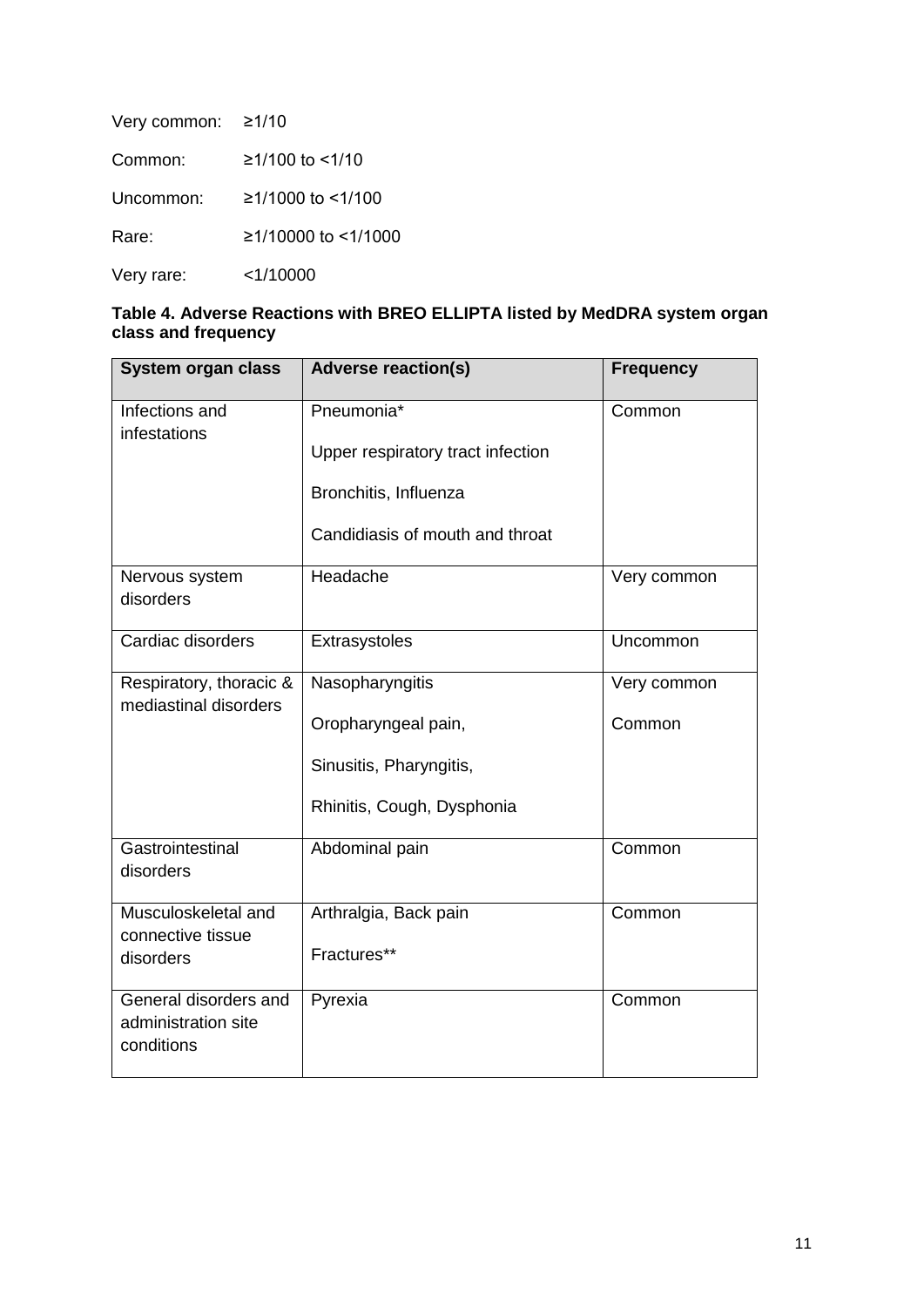Very common: ≥1/10

Common: ≥1/100 to <1/10

Uncommon: ≥1/1000 to <1/100

Rare: ≥1/10000 to <1/1000

Very rare: <1/10000

**Table 4. Adverse Reactions with BREO ELLIPTA listed by MedDRA system organ class and frequency**

| System organ class | Adverse reaction(s) | Frequency |
|---|---|---|
| Infections and infestations | Pneumonia*<br>Upper respiratory tract infection<br>Bronchitis, Influenza<br>Candidiasis of mouth and throat | Common |
| Nervous system disorders | Headache | Very common |
| Cardiac disorders | Extrasystoles | Uncommon |
| Respiratory, thoracic & mediastinal disorders | Nasopharyngitis<br>Oropharyngeal pain,<br>Sinusitis, Pharyngitis,<br>Rhinitis, Cough, Dysphonia | Very common<br>Common |
| Gastrointestinal disorders | Abdominal pain | Common |
| Musculoskeletal and connective tissue disorders | Arthralgia, Back pain<br>Fractures** | Common |
| General disorders and administration site conditions | Pyrexia | Common |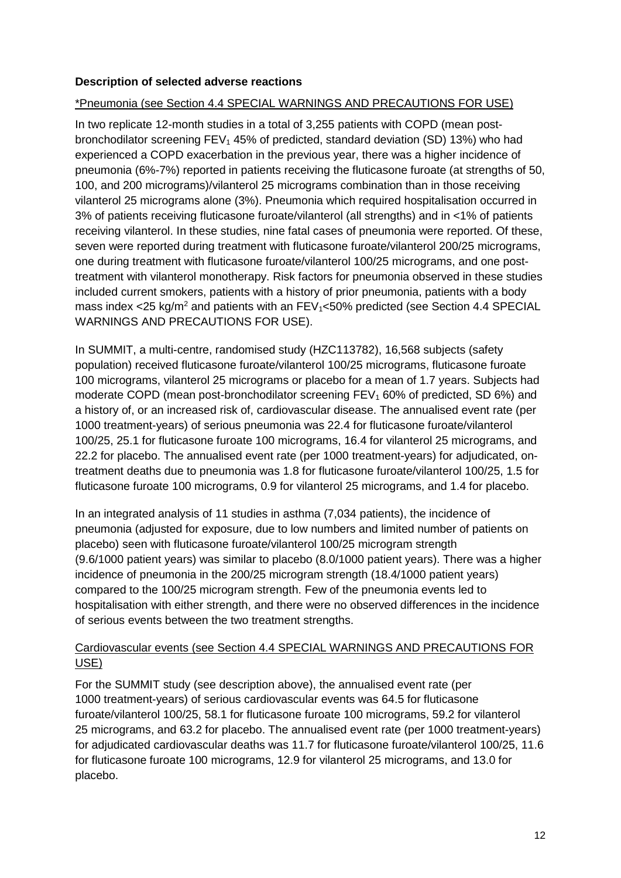### Description of selected adverse reactions

*Pneumonia (see Section 4.4 SPECIAL WARNINGS AND PRECAUTIONS FOR USE)

In two replicate 12-month studies in a total of 3,255 patients with COPD (mean post-bronchodilator screening $FEV_1$ 45% of predicted, standard deviation (SD) 13%) who had experienced a COPD exacerbation in the previous year, there was a higher incidence of pneumonia (6%-7%) reported in patients receiving the fluticasone furoate (at strengths of 50, 100, and 200 micrograms)/vilanterol 25 micrograms combination than in those receiving vilanterol 25 micrograms alone (3%). Pneumonia which required hospitalisation occurred in 3% of patients receiving fluticasone furoate/vilanterol (all strengths) and in <1% of patients receiving vilanterol. In these studies, nine fatal cases of pneumonia were reported. Of these, seven were reported during treatment with fluticasone furoate/vilanterol 200/25 micrograms, one during treatment with fluticasone furoate/vilanterol 100/25 micrograms, and one post-treatment with vilanterol monotherapy. Risk factors for pneumonia observed in these studies included current smokers, patients with a history of prior pneumonia, patients with a body mass index <25 kg/$m^2$ and patients with an $FEV_1$<50% predicted (see Section 4.4 SPECIAL WARNINGS AND PRECAUTIONS FOR USE).

In SUMMIT, a multi-centre, randomised study (HZC113782), 16,568 subjects (safety population) received fluticasone furoate/vilanterol 100/25 micrograms, fluticasone furoate 100 micrograms, vilanterol 25 micrograms or placebo for a mean of 1.7 years. Subjects had moderate COPD (mean post-bronchodilator screening $FEV_1$ 60% of predicted, SD 6%) and a history of, or an increased risk of, cardiovascular disease. The annualised event rate (per 1000 treatment-years) of serious pneumonia was 22.4 for fluticasone furoate/vilanterol 100/25, 25.1 for fluticasone furoate 100 micrograms, 16.4 for vilanterol 25 micrograms, and 22.2 for placebo. The annualised event rate (per 1000 treatment-years) for adjudicated, on-treatment deaths due to pneumonia was 1.8 for fluticasone furoate/vilanterol 100/25, 1.5 for fluticasone furoate 100 micrograms, 0.9 for vilanterol 25 micrograms, and 1.4 for placebo.

In an integrated analysis of 11 studies in asthma (7,034 patients), the incidence of pneumonia (adjusted for exposure, due to low numbers and limited number of patients on placebo) seen with fluticasone furoate/vilanterol 100/25 microgram strength (9.6/1000 patient years) was similar to placebo (8.0/1000 patient years). There was a higher incidence of pneumonia in the 200/25 microgram strength (18.4/1000 patient years) compared to the 100/25 microgram strength. Few of the pneumonia events led to hospitalisation with either strength, and there were no observed differences in the incidence of serious events between the two treatment strengths.

Cardiovascular events (see Section 4.4 SPECIAL WARNINGS AND PRECAUTIONS FOR USE)

For the SUMMIT study (see description above), the annualised event rate (per 1000 treatment-years) of serious cardiovascular events was 64.5 for fluticasone furoate/vilanterol 100/25, 58.1 for fluticasone furoate 100 micrograms, 59.2 for vilanterol 25 micrograms, and 63.2 for placebo. The annualised event rate (per 1000 treatment-years) for adjudicated cardiovascular deaths was 11.7 for fluticasone furoate/vilanterol 100/25, 11.6 for fluticasone furoate 100 micrograms, 12.9 for vilanterol 25 micrograms, and 13.0 for placebo.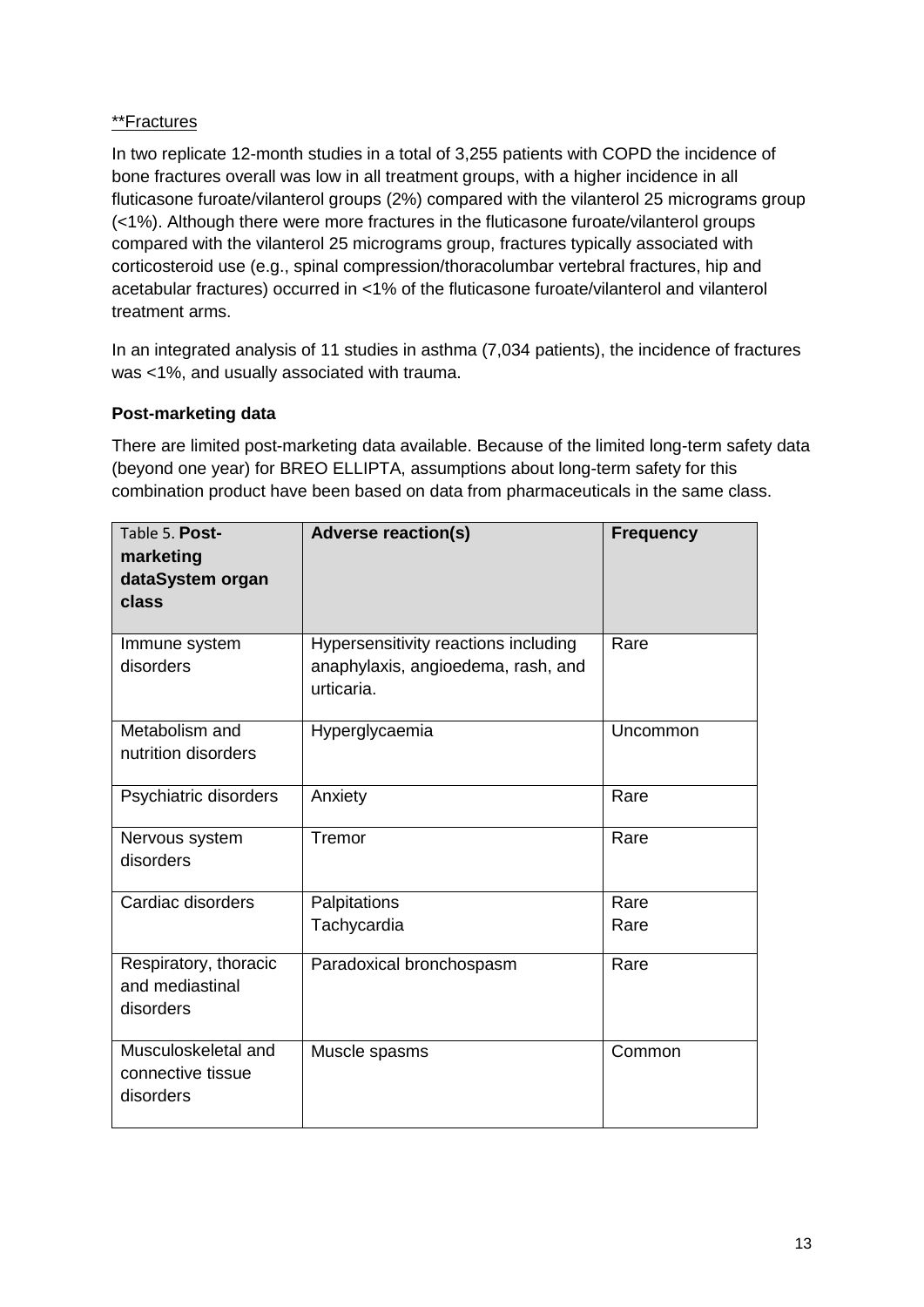**Fractures

In two replicate 12-month studies in a total of 3,255 patients with COPD the incidence of bone fractures overall was low in all treatment groups, with a higher incidence in all fluticasone furoate/vilanterol groups (2%) compared with the vilanterol 25 micrograms group (<1%). Although there were more fractures in the fluticasone furoate/vilanterol groups compared with the vilanterol 25 micrograms group, fractures typically associated with corticosteroid use (e.g., spinal compression/thoracolumbar vertebral fractures, hip and acetabular fractures) occurred in <1% of the fluticasone furoate/vilanterol and vilanterol treatment arms.

In an integrated analysis of 11 studies in asthma (7,034 patients), the incidence of fractures was <1%, and usually associated with trauma.

**Post-marketing data**

There are limited post-marketing data available. Because of the limited long-term safety data (beyond one year) for BREO ELLIPTA, assumptions about long-term safety for this combination product have been based on data from pharmaceuticals in the same class.

| Table 5. **Post-marketing dataSystem organ class** | **Adverse reaction(s)** | **Frequency** |
|---|---|---|
| Immune system disorders | Hypersensitivity reactions including anaphylaxis, angioedema, rash, and urticaria. | Rare |
| Metabolism and nutrition disorders | Hyperglycaemia | Uncommon |
| Psychiatric disorders | Anxiety | Rare |
| Nervous system disorders | Tremor | Rare |
| Cardiac disorders | Palpitations<br>Tachycardia | Rare<br>Rare |
| Respiratory, thoracic and mediastinal disorders | Paradoxical bronchospasm | Rare |
| Musculoskeletal and connective tissue disorders | Muscle spasms | Common |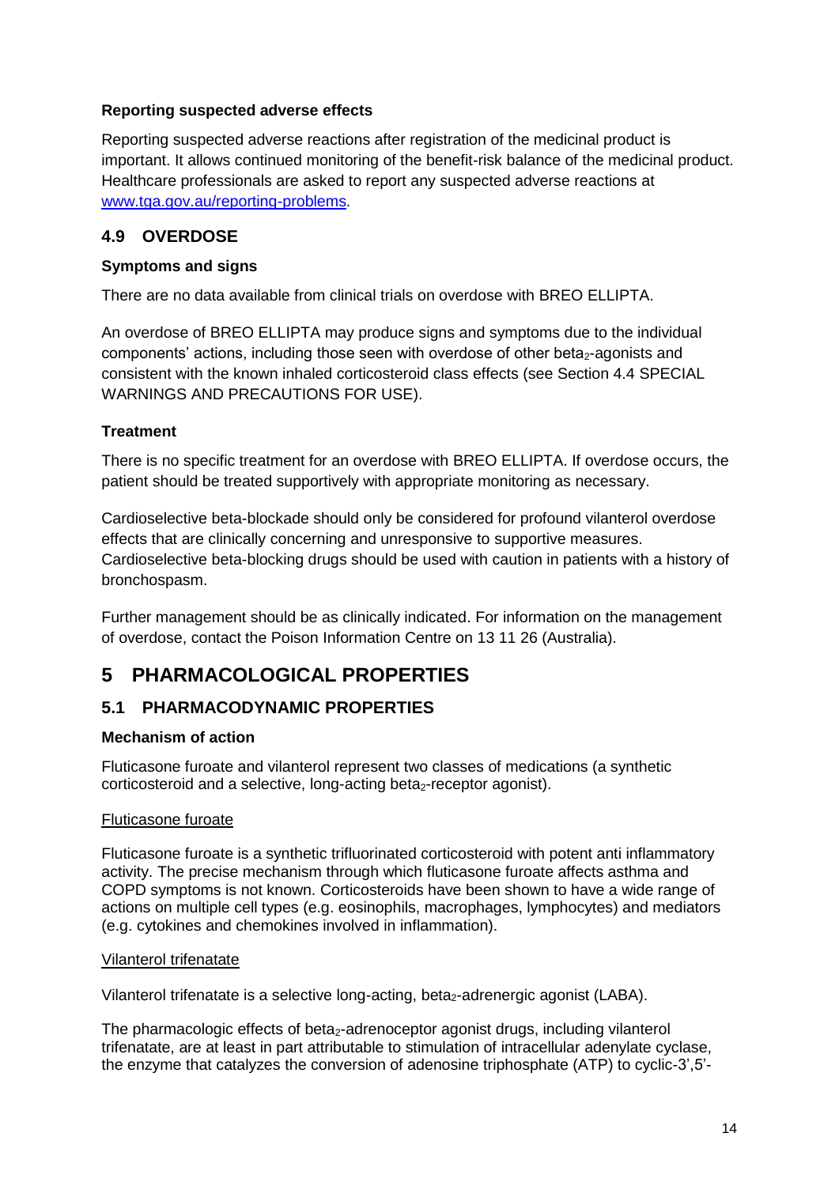### Reporting suspected adverse effects

Reporting suspected adverse reactions after registration of the medicinal product is important. It allows continued monitoring of the benefit-risk balance of the medicinal product. Healthcare professionals are asked to report any suspected adverse reactions at www.tga.gov.au/reporting-problems.

## 4.9 OVERDOSE

### Symptoms and signs

There are no data available from clinical trials on overdose with BREO ELLIPTA.

An overdose of BREO ELLIPTA may produce signs and symptoms due to the individual components' actions, including those seen with overdose of other beta$_2$-agonists and consistent with the known inhaled corticosteroid class effects (see Section 4.4 SPECIAL WARNINGS AND PRECAUTIONS FOR USE).

### Treatment

There is no specific treatment for an overdose with BREO ELLIPTA. If overdose occurs, the patient should be treated supportively with appropriate monitoring as necessary.

Cardioselective beta-blockade should only be considered for profound vilanterol overdose effects that are clinically concerning and unresponsive to supportive measures. Cardioselective beta-blocking drugs should be used with caution in patients with a history of bronchospasm.

Further management should be as clinically indicated. For information on the management of overdose, contact the Poison Information Centre on 13 11 26 (Australia).

# 5 PHARMACOLOGICAL PROPERTIES

## 5.1 PHARMACODYNAMIC PROPERTIES

### Mechanism of action

Fluticasone furoate and vilanterol represent two classes of medications (a synthetic corticosteroid and a selective, long-acting beta$_2$-receptor agonist).

Fluticasone furoate

Fluticasone furoate is a synthetic trifluorinated corticosteroid with potent anti inflammatory activity. The precise mechanism through which fluticasone furoate affects asthma and COPD symptoms is not known. Corticosteroids have been shown to have a wide range of actions on multiple cell types (e.g. eosinophils, macrophages, lymphocytes) and mediators (e.g. cytokines and chemokines involved in inflammation).

Vilanterol trifenatate

Vilanterol trifenatate is a selective long-acting, beta$_2$-adrenergic agonist (LABA).

The pharmacologic effects of beta$_2$-adrenoceptor agonist drugs, including vilanterol trifenatate, are at least in part attributable to stimulation of intracellular adenylate cyclase, the enzyme that catalyzes the conversion of adenosine triphosphate (ATP) to cyclic-3',5'-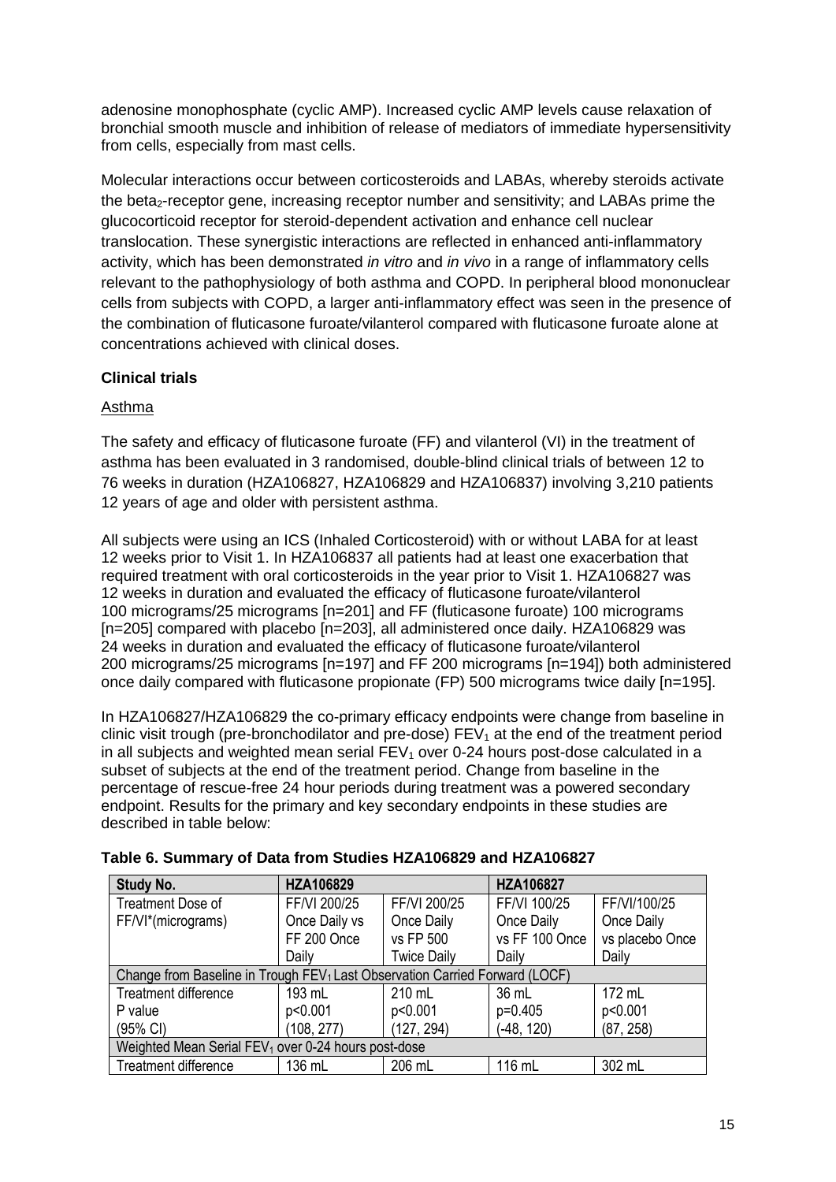adenosine monophosphate (cyclic AMP). Increased cyclic AMP levels cause relaxation of bronchial smooth muscle and inhibition of release of mediators of immediate hypersensitivity from cells, especially from mast cells.

Molecular interactions occur between corticosteroids and LABAs, whereby steroids activate the $beta_2$-receptor gene, increasing receptor number and sensitivity; and LABAs prime the glucocorticoid receptor for steroid-dependent activation and enhance cell nuclear translocation. These synergistic interactions are reflected in enhanced anti-inflammatory activity, which has been demonstrated *in vitro* and *in vivo* in a range of inflammatory cells relevant to the pathophysiology of both asthma and COPD. In peripheral blood mononuclear cells from subjects with COPD, a larger anti-inflammatory effect was seen in the presence of the combination of fluticasone furoate/vilanterol compared with fluticasone furoate alone at concentrations achieved with clinical doses.

### Clinical trials

Asthma

The safety and efficacy of fluticasone furoate (FF) and vilanterol (VI) in the treatment of asthma has been evaluated in 3 randomised, double-blind clinical trials of between 12 to 76 weeks in duration (HZA106827, HZA106829 and HZA106837) involving 3,210 patients 12 years of age and older with persistent asthma.

All subjects were using an ICS (Inhaled Corticosteroid) with or without LABA for at least 12 weeks prior to Visit 1. In HZA106837 all patients had at least one exacerbation that required treatment with oral corticosteroids in the year prior to Visit 1. HZA106827 was 12 weeks in duration and evaluated the efficacy of fluticasone furoate/vilanterol 100 micrograms/25 micrograms [n=201] and FF (fluticasone furoate) 100 micrograms [n=205] compared with placebo [n=203], all administered once daily. HZA106829 was 24 weeks in duration and evaluated the efficacy of fluticasone furoate/vilanterol 200 micrograms/25 micrograms [n=197] and FF 200 micrograms [n=194]) both administered once daily compared with fluticasone propionate (FP) 500 micrograms twice daily [n=195].

In HZA106827/HZA106829 the co-primary efficacy endpoints were change from baseline in clinic visit trough (pre-bronchodilator and pre-dose) $FEV_1$ at the end of the treatment period in all subjects and weighted mean serial $FEV_1$ over 0-24 hours post-dose calculated in a subset of subjects at the end of the treatment period. Change from baseline in the percentage of rescue-free 24 hour periods during treatment was a powered secondary endpoint. Results for the primary and key secondary endpoints in these studies are described in table below:

**Table 6. Summary of Data from Studies HZA106829 and HZA106827**

| Study No. | HZA106829 | | HZA106827 | |
|---|---|---|---|---|
| Treatment Dose of FF/VI*(micrograms) | FF/VI 200/25 Once Daily vs FF 200 Once Daily | FF/VI 200/25 Once Daily vs FP 500 Twice Daily | FF/VI 100/25 Once Daily vs FF 100 Once Daily | FF/VI/100/25 Once Daily vs placebo Once Daily |
| Change from Baseline in Trough $FEV_1$ Last Observation Carried Forward (LOCF) | | | | |
| Treatment difference<br>P value<br>(95% CI) | 193 mL<br>p<0.001<br>(108, 277) | 210 mL<br>p<0.001<br>(127, 294) | 36 mL<br>p=0.405<br>(-48, 120) | 172 mL<br>p<0.001<br>(87, 258) |
| Weighted Mean Serial $FEV_1$ over 0-24 hours post-dose | | | | |
| Treatment difference | 136 mL | 206 mL | 116 mL | 302 mL |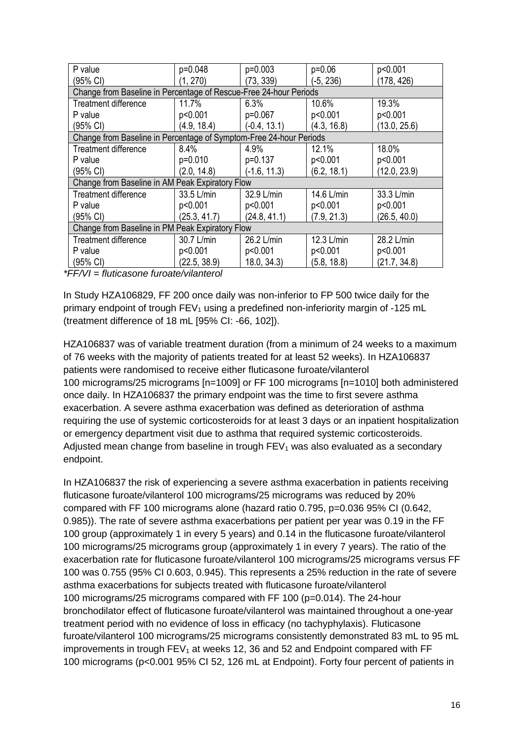| P value | p=0.048 | p=0.003 | p=0.06 | p<0.001 |
|---|---|---|---|---|
| (95% CI) | (1, 270) | (73, 339) | (-5, 236) | (178, 426) |
| Change from Baseline in Percentage of Rescue-Free 24-hour Periods | | | | |
| Treatment difference | 11.7% | 6.3% | 10.6% | 19.3% |
| P value | p<0.001 | p=0.067 | p<0.001 | p<0.001 |
| (95% CI) | (4.9, 18.4) | (-0.4, 13.1) | (4.3, 16.8) | (13.0, 25.6) |
| Change from Baseline in Percentage of Symptom-Free 24-hour Periods | | | | |
| Treatment difference | 8.4% | 4.9% | 12.1% | 18.0% |
| P value | p=0.010 | p=0.137 | p<0.001 | p<0.001 |
| (95% CI) | (2.0, 14.8) | (-1.6, 11.3) | (6.2, 18.1) | (12.0, 23.9) |
| Change from Baseline in AM Peak Expiratory Flow | | | | |
| Treatment difference | 33.5 L/min | 32.9 L/min | 14.6 L/min | 33.3 L/min |
| P value | p<0.001 | p<0.001 | p<0.001 | p<0.001 |
| (95% CI) | (25.3, 41.7) | (24.8, 41.1) | (7.9, 21.3) | (26.5, 40.0) |
| Change from Baseline in PM Peak Expiratory Flow | | | | |
| Treatment difference | 30.7 L/min | 26.2 L/min | 12.3 L/min | 28.2 L/min |
| P value | p<0.001 | p<0.001 | p<0.001 | p<0.001 |
| (95% CI) | (22.5, 38.9) | 18.0, 34.3) | (5.8, 18.8) | (21.7, 34.8) |

*\*FF/VI = fluticasone furoate/vilanterol*

In Study HZA106829, FF 200 once daily was non-inferior to FP 500 twice daily for the primary endpoint of trough $FEV_1$ using a predefined non-inferiority margin of -125 mL (treatment difference of 18 mL [95% CI: -66, 102]).

HZA106837 was of variable treatment duration (from a minimum of 24 weeks to a maximum of 76 weeks with the majority of patients treated for at least 52 weeks). In HZA106837 patients were randomised to receive either fluticasone furoate/vilanterol 100 micrograms/25 micrograms [n=1009] or FF 100 micrograms [n=1010] both administered once daily. In HZA106837 the primary endpoint was the time to first severe asthma exacerbation. A severe asthma exacerbation was defined as deterioration of asthma requiring the use of systemic corticosteroids for at least 3 days or an inpatient hospitalization or emergency department visit due to asthma that required systemic corticosteroids. Adjusted mean change from baseline in trough $FEV_1$ was also evaluated as a secondary endpoint.

In HZA106837 the risk of experiencing a severe asthma exacerbation in patients receiving fluticasone furoate/vilanterol 100 micrograms/25 micrograms was reduced by 20% compared with FF 100 micrograms alone (hazard ratio 0.795, p=0.036 95% CI (0.642, 0.985)). The rate of severe asthma exacerbations per patient per year was 0.19 in the FF 100 group (approximately 1 in every 5 years) and 0.14 in the fluticasone furoate/vilanterol 100 micrograms/25 micrograms group (approximately 1 in every 7 years). The ratio of the exacerbation rate for fluticasone furoate/vilanterol 100 micrograms/25 micrograms versus FF 100 was 0.755 (95% CI 0.603, 0.945). This represents a 25% reduction in the rate of severe asthma exacerbations for subjects treated with fluticasone furoate/vilanterol 100 micrograms/25 micrograms compared with FF 100 (p=0.014). The 24-hour bronchodilator effect of fluticasone furoate/vilanterol was maintained throughout a one-year treatment period with no evidence of loss in efficacy (no tachyphylaxis). Fluticasone furoate/vilanterol 100 micrograms/25 micrograms consistently demonstrated 83 mL to 95 mL improvements in trough $FEV_1$ at weeks 12, 36 and 52 and Endpoint compared with FF 100 micrograms (p<0.001 95% CI 52, 126 mL at Endpoint). Forty four percent of patients in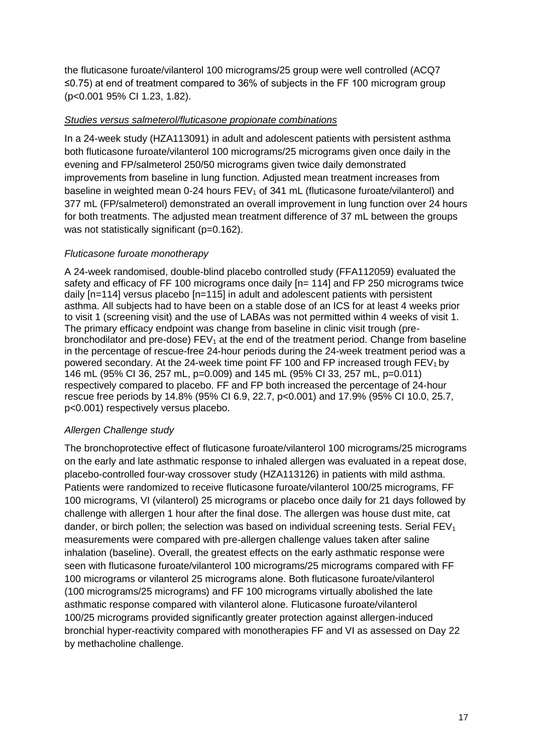the fluticasone furoate/vilanterol 100 micrograms/25 group were well controlled (ACQ7 ≤0.75) at end of treatment compared to 36% of subjects in the FF 100 microgram group (p<0.001 95% CI 1.23, 1.82).

*Studies versus salmeterol/fluticasone propionate combinations*

In a 24-week study (HZA113091) in adult and adolescent patients with persistent asthma both fluticasone furoate/vilanterol 100 micrograms/25 micrograms given once daily in the evening and FP/salmeterol 250/50 micrograms given twice daily demonstrated improvements from baseline in lung function. Adjusted mean treatment increases from baseline in weighted mean 0-24 hours $FEV_1$ of 341 mL (fluticasone furoate/vilanterol) and 377 mL (FP/salmeterol) demonstrated an overall improvement in lung function over 24 hours for both treatments. The adjusted mean treatment difference of 37 mL between the groups was not statistically significant (p=0.162).

*Fluticasone furoate monotherapy*

A 24-week randomised, double-blind placebo controlled study (FFA112059) evaluated the safety and efficacy of FF 100 micrograms once daily [n= 114] and FP 250 micrograms twice daily [n=114] versus placebo [n=115] in adult and adolescent patients with persistent asthma. All subjects had to have been on a stable dose of an ICS for at least 4 weeks prior to visit 1 (screening visit) and the use of LABAs was not permitted within 4 weeks of visit 1. The primary efficacy endpoint was change from baseline in clinic visit trough (pre-bronchodilator and pre-dose) $FEV_1$ at the end of the treatment period. Change from baseline in the percentage of rescue-free 24-hour periods during the 24-week treatment period was a powered secondary. At the 24-week time point FF 100 and FP increased trough $FEV_1$ by 146 mL (95% CI 36, 257 mL, p=0.009) and 145 mL (95% CI 33, 257 mL, p=0.011) respectively compared to placebo. FF and FP both increased the percentage of 24-hour rescue free periods by 14.8% (95% CI 6.9, 22.7, p<0.001) and 17.9% (95% CI 10.0, 25.7, p<0.001) respectively versus placebo.

*Allergen Challenge study*

The bronchoprotective effect of fluticasone furoate/vilanterol 100 micrograms/25 micrograms on the early and late asthmatic response to inhaled allergen was evaluated in a repeat dose, placebo-controlled four-way crossover study (HZA113126) in patients with mild asthma. Patients were randomized to receive fluticasone furoate/vilanterol 100/25 micrograms, FF 100 micrograms, VI (vilanterol) 25 micrograms or placebo once daily for 21 days followed by challenge with allergen 1 hour after the final dose. The allergen was house dust mite, cat dander, or birch pollen; the selection was based on individual screening tests. Serial $FEV_1$ measurements were compared with pre-allergen challenge values taken after saline inhalation (baseline). Overall, the greatest effects on the early asthmatic response were seen with fluticasone furoate/vilanterol 100 micrograms/25 micrograms compared with FF 100 micrograms or vilanterol 25 micrograms alone. Both fluticasone furoate/vilanterol (100 micrograms/25 micrograms) and FF 100 micrograms virtually abolished the late asthmatic response compared with vilanterol alone. Fluticasone furoate/vilanterol 100/25 micrograms provided significantly greater protection against allergen-induced bronchial hyper-reactivity compared with monotherapies FF and VI as assessed on Day 22 by methacholine challenge.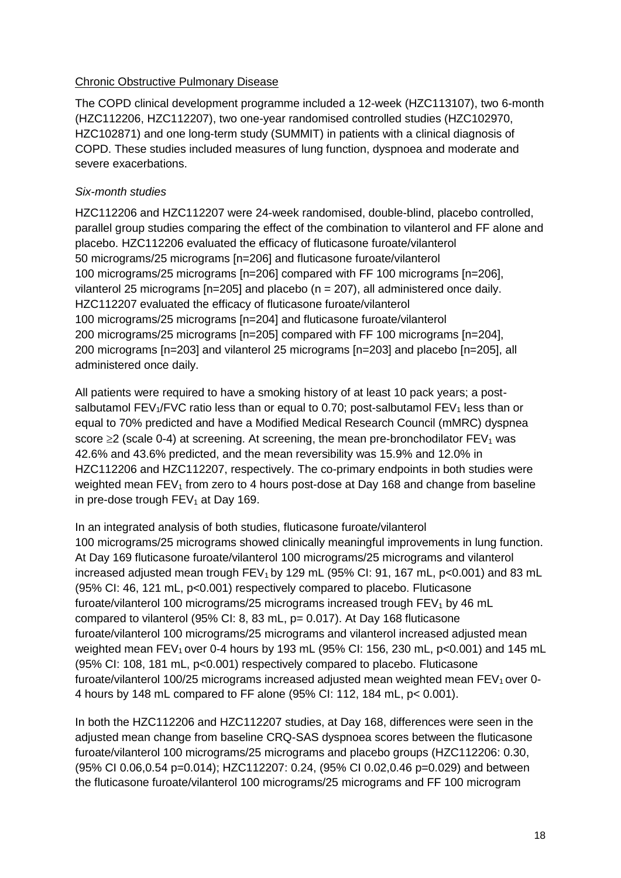Chronic Obstructive Pulmonary Disease

The COPD clinical development programme included a 12-week (HZC113107), two 6-month (HZC112206, HZC112207), two one-year randomised controlled studies (HZC102970, HZC102871) and one long-term study (SUMMIT) in patients with a clinical diagnosis of COPD. These studies included measures of lung function, dyspnoea and moderate and severe exacerbations.

*Six-month studies*

HZC112206 and HZC112207 were 24-week randomised, double-blind, placebo controlled, parallel group studies comparing the effect of the combination to vilanterol and FF alone and placebo. HZC112206 evaluated the efficacy of fluticasone furoate/vilanterol 50 micrograms/25 micrograms [n=206] and fluticasone furoate/vilanterol 100 micrograms/25 micrograms [n=206] compared with FF 100 micrograms [n=206], vilanterol 25 micrograms [n=205] and placebo (n = 207), all administered once daily. HZC112207 evaluated the efficacy of fluticasone furoate/vilanterol 100 micrograms/25 micrograms [n=204] and fluticasone furoate/vilanterol 200 micrograms/25 micrograms [n=205] compared with FF 100 micrograms [n=204], 200 micrograms [n=203] and vilanterol 25 micrograms [n=203] and placebo [n=205], all administered once daily.

All patients were required to have a smoking history of at least 10 pack years; a post-salbutamol $FEV_1$/FVC ratio less than or equal to 0.70; post-salbutamol $FEV_1$ less than or equal to 70% predicted and have a Modified Medical Research Council (mMRC) dyspnea score $\geq$2 (scale 0-4) at screening. At screening, the mean pre-bronchodilator $FEV_1$ was 42.6% and 43.6% predicted, and the mean reversibility was 15.9% and 12.0% in HZC112206 and HZC112207, respectively. The co-primary endpoints in both studies were weighted mean $FEV_1$ from zero to 4 hours post-dose at Day 168 and change from baseline in pre-dose trough $FEV_1$ at Day 169.

In an integrated analysis of both studies, fluticasone furoate/vilanterol 100 micrograms/25 micrograms showed clinically meaningful improvements in lung function. At Day 169 fluticasone furoate/vilanterol 100 micrograms/25 micrograms and vilanterol increased adjusted mean trough $FEV_1$ by 129 mL (95% CI: 91, 167 mL, $p<0.001$) and 83 mL (95% CI: 46, 121 mL, $p<0.001$) respectively compared to placebo. Fluticasone furoate/vilanterol 100 micrograms/25 micrograms increased trough $FEV_1$ by 46 mL compared to vilanterol (95% CI: 8, 83 mL, $p= 0.017$). At Day 168 fluticasone furoate/vilanterol 100 micrograms/25 micrograms and vilanterol increased adjusted mean weighted mean $FEV_1$ over 0-4 hours by 193 mL (95% CI: 156, 230 mL, $p<0.001$) and 145 mL (95% CI: 108, 181 mL, $p<0.001$) respectively compared to placebo. Fluticasone furoate/vilanterol 100/25 micrograms increased adjusted mean weighted mean $FEV_1$ over 0-4 hours by 148 mL compared to FF alone (95% CI: 112, 184 mL, $p< 0.001$).

In both the HZC112206 and HZC112207 studies, at Day 168, differences were seen in the adjusted mean change from baseline CRQ-SAS dyspnoea scores between the fluticasone furoate/vilanterol 100 micrograms/25 micrograms and placebo groups (HZC112206: 0.30, (95% CI 0.06,0.54 p=0.014); HZC112207: 0.24, (95% CI 0.02,0.46 p=0.029) and between the fluticasone furoate/vilanterol 100 micrograms/25 micrograms and FF 100 microgram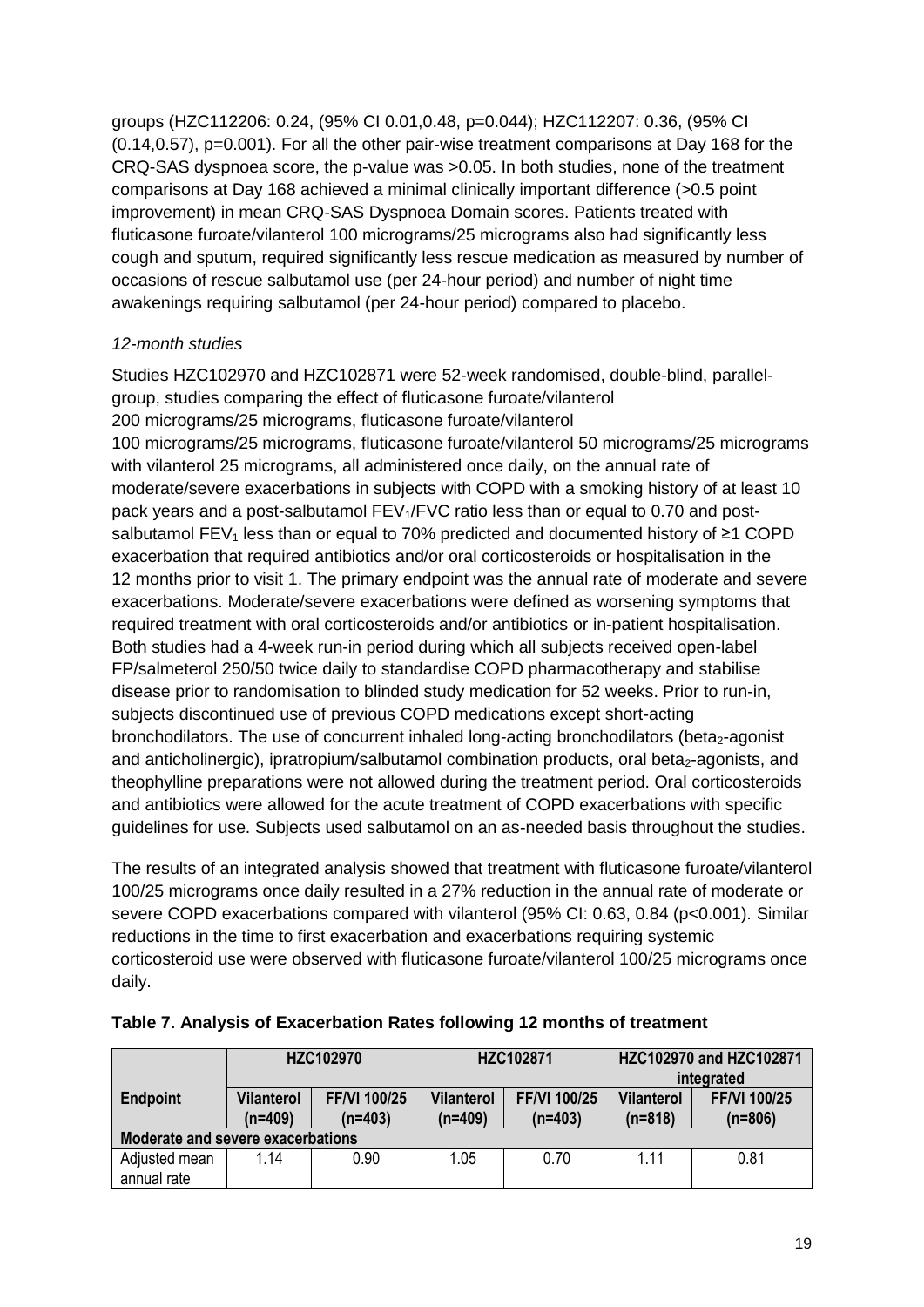groups (HZC112206: 0.24, (95% CI 0.01,0.48, p=0.044); HZC112207: 0.36, (95% CI (0.14,0.57), p=0.001). For all the other pair-wise treatment comparisons at Day 168 for the CRQ-SAS dyspnoea score, the p-value was >0.05. In both studies, none of the treatment comparisons at Day 168 achieved a minimal clinically important difference (>0.5 point improvement) in mean CRQ-SAS Dyspnoea Domain scores. Patients treated with fluticasone furoate/vilanterol 100 micrograms/25 micrograms also had significantly less cough and sputum, required significantly less rescue medication as measured by number of occasions of rescue salbutamol use (per 24-hour period) and number of night time awakenings requiring salbutamol (per 24-hour period) compared to placebo.

*12-month studies*

Studies HZC102970 and HZC102871 were 52-week randomised, double-blind, parallel-group, studies comparing the effect of fluticasone furoate/vilanterol 200 micrograms/25 micrograms, fluticasone furoate/vilanterol 100 micrograms/25 micrograms, fluticasone furoate/vilanterol 50 micrograms/25 micrograms with vilanterol 25 micrograms, all administered once daily, on the annual rate of moderate/severe exacerbations in subjects with COPD with a smoking history of at least 10 pack years and a post-salbutamol $FEV_1$/FVC ratio less than or equal to 0.70 and post-salbutamol $FEV_1$ less than or equal to 70% predicted and documented history of ≥1 COPD exacerbation that required antibiotics and/or oral corticosteroids or hospitalisation in the 12 months prior to visit 1. The primary endpoint was the annual rate of moderate and severe exacerbations. Moderate/severe exacerbations were defined as worsening symptoms that required treatment with oral corticosteroids and/or antibiotics or in-patient hospitalisation. Both studies had a 4-week run-in period during which all subjects received open-label FP/salmeterol 250/50 twice daily to standardise COPD pharmacotherapy and stabilise disease prior to randomisation to blinded study medication for 52 weeks. Prior to run-in, subjects discontinued use of previous COPD medications except short-acting bronchodilators. The use of concurrent inhaled long-acting bronchodilators ($beta_2$-agonist and anticholinergic), ipratropium/salbutamol combination products, oral $beta_2$-agonists, and theophylline preparations were not allowed during the treatment period. Oral corticosteroids and antibiotics were allowed for the acute treatment of COPD exacerbations with specific guidelines for use. Subjects used salbutamol on an as-needed basis throughout the studies.

The results of an integrated analysis showed that treatment with fluticasone furoate/vilanterol 100/25 micrograms once daily resulted in a 27% reduction in the annual rate of moderate or severe COPD exacerbations compared with vilanterol (95% CI: 0.63, 0.84 (p<0.001). Similar reductions in the time to first exacerbation and exacerbations requiring systemic corticosteroid use were observed with fluticasone furoate/vilanterol 100/25 micrograms once daily.

**Table 7. Analysis of Exacerbation Rates following 12 months of treatment**

| | HZC102970 | | HZC102871 | | HZC102970 and HZC102871 integrated | |
|---|---|---|---|---|---|---|
| **Endpoint** | **Vilanterol (n=409)** | **FF/VI 100/25 (n=403)** | **Vilanterol (n=409)** | **FF/VI 100/25 (n=403)** | **Vilanterol (n=818)** | **FF/VI 100/25 (n=806)** |
| **Moderate and severe exacerbations** | | | | | | |
| Adjusted mean annual rate | 1.14 | 0.90 | 1.05 | 0.70 | 1.11 | 0.81 |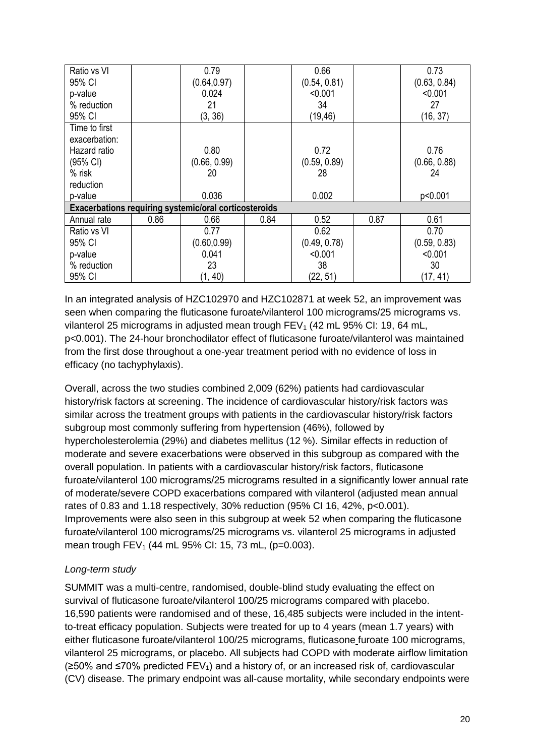| | | | | | | |
|---|---|---|---|---|---|---|
| Ratio vs VI<br>95% CI<br>p-value<br>% reduction<br>95% CI | | 0.79<br>(0.64,0.97)<br>0.024<br>21<br>(3, 36) | | 0.66<br>(0.54, 0.81)<br><0.001<br>34<br>(19,46) | | 0.73<br>(0.63, 0.84)<br><0.001<br>27<br>(16, 37) |
| Time to first exacerbation:<br>Hazard ratio<br>(95% CI)<br>% risk reduction<br>p-value | | 0.80<br>(0.66, 0.99)<br>20<br><br>0.036 | | 0.72<br>(0.59, 0.89)<br>28<br><br>0.002 | | 0.76<br>(0.66, 0.88)<br>24<br><br>p<0.001 |
| **Exacerbations requiring systemic/oral corticosteroids** | | | | | | |
| Annual rate | 0.86 | 0.66 | 0.84 | 0.52 | 0.87 | 0.61 |
| Ratio vs VI<br>95% CI<br>p-value<br>% reduction<br>95% CI | | 0.77<br>(0.60,0.99)<br>0.041<br>23<br>(1, 40) | | 0.62<br>(0.49, 0.78)<br><0.001<br>38<br>(22, 51) | | 0.70<br>(0.59, 0.83)<br><0.001<br>30<br>(17, 41) |

In an integrated analysis of HZC102970 and HZC102871 at week 52, an improvement was seen when comparing the fluticasone furoate/vilanterol 100 micrograms/25 micrograms vs. vilanterol 25 micrograms in adjusted mean trough $FEV_1$ (42 mL 95% CI: 19, 64 mL, p<0.001). The 24-hour bronchodilator effect of fluticasone furoate/vilanterol was maintained from the first dose throughout a one-year treatment period with no evidence of loss in efficacy (no tachyphylaxis).

Overall, across the two studies combined 2,009 (62%) patients had cardiovascular history/risk factors at screening. The incidence of cardiovascular history/risk factors was similar across the treatment groups with patients in the cardiovascular history/risk factors subgroup most commonly suffering from hypertension (46%), followed by hypercholesterolemia (29%) and diabetes mellitus (12 %). Similar effects in reduction of moderate and severe exacerbations were observed in this subgroup as compared with the overall population. In patients with a cardiovascular history/risk factors, fluticasone furoate/vilanterol 100 micrograms/25 micrograms resulted in a significantly lower annual rate of moderate/severe COPD exacerbations compared with vilanterol (adjusted mean annual rates of 0.83 and 1.18 respectively, 30% reduction (95% CI 16, 42%, p<0.001). Improvements were also seen in this subgroup at week 52 when comparing the fluticasone furoate/vilanterol 100 micrograms/25 micrograms vs. vilanterol 25 micrograms in adjusted mean trough $FEV_1$ (44 mL 95% CI: 15, 73 mL, (p=0.003).

*Long-term study*

SUMMIT was a multi-centre, randomised, double-blind study evaluating the effect on survival of fluticasone furoate/vilanterol 100/25 micrograms compared with placebo. 16,590 patients were randomised and of these, 16,485 subjects were included in the intent-to-treat efficacy population. Subjects were treated for up to 4 years (mean 1.7 years) with either fluticasone furoate/vilanterol 100/25 micrograms, fluticasone furoate 100 micrograms, vilanterol 25 micrograms, or placebo. All subjects had COPD with moderate airflow limitation (≥50% and ≤70% predicted $FEV_1$) and a history of, or an increased risk of, cardiovascular (CV) disease. The primary endpoint was all-cause mortality, while secondary endpoints were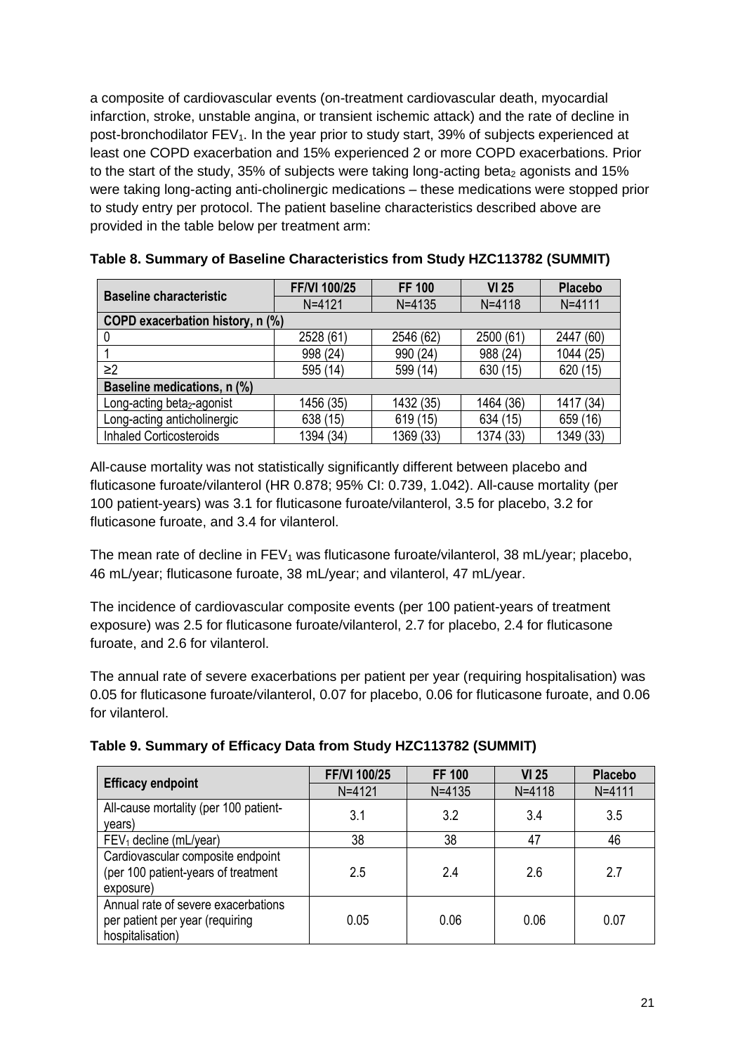a composite of cardiovascular events (on-treatment cardiovascular death, myocardial infarction, stroke, unstable angina, or transient ischemic attack) and the rate of decline in post-bronchodilator $FEV_1$. In the year prior to study start, 39% of subjects experienced at least one COPD exacerbation and 15% experienced 2 or more COPD exacerbations. Prior to the start of the study, 35% of subjects were taking long-acting $beta_2$ agonists and 15% were taking long-acting anti-cholinergic medications – these medications were stopped prior to study entry per protocol. The patient baseline characteristics described above are provided in the table below per treatment arm:

**Table 8. Summary of Baseline Characteristics from Study HZC113782 (SUMMIT)**

| Baseline characteristic | FF/VI 100/25 | FF 100 | VI 25 | Placebo |
|---|---|---|---|---|
| | N=4121 | N=4135 | N=4118 | N=4111 |
| **COPD exacerbation history, n (%)** | | | | |
| 0 | 2528 (61) | 2546 (62) | 2500 (61) | 2447 (60) |
| 1 | 998 (24) | 990 (24) | 988 (24) | 1044 (25) |
| ≥2 | 595 (14) | 599 (14) | 630 (15) | 620 (15) |
| **Baseline medications, n (%)** | | | | |
| Long-acting $beta_2$-agonist | 1456 (35) | 1432 (35) | 1464 (36) | 1417 (34) |
| Long-acting anticholinergic | 638 (15) | 619 (15) | 634 (15) | 659 (16) |
| Inhaled Corticosteroids | 1394 (34) | 1369 (33) | 1374 (33) | 1349 (33) |

All-cause mortality was not statistically significantly different between placebo and fluticasone furoate/vilanterol (HR 0.878; 95% CI: 0.739, 1.042). All-cause mortality (per 100 patient-years) was 3.1 for fluticasone furoate/vilanterol, 3.5 for placebo, 3.2 for fluticasone furoate, and 3.4 for vilanterol.

The mean rate of decline in $FEV_1$ was fluticasone furoate/vilanterol, 38 mL/year; placebo, 46 mL/year; fluticasone furoate, 38 mL/year; and vilanterol, 47 mL/year.

The incidence of cardiovascular composite events (per 100 patient-years of treatment exposure) was 2.5 for fluticasone furoate/vilanterol, 2.7 for placebo, 2.4 for fluticasone furoate, and 2.6 for vilanterol.

The annual rate of severe exacerbations per patient per year (requiring hospitalisation) was 0.05 for fluticasone furoate/vilanterol, 0.07 for placebo, 0.06 for fluticasone furoate, and 0.06 for vilanterol.

**Table 9. Summary of Efficacy Data from Study HZC113782 (SUMMIT)**

| Efficacy endpoint | FF/VI 100/25 | FF 100 | VI 25 | Placebo |
|---|---|---|---|---|
| | N=4121 | N=4135 | N=4118 | N=4111 |
| All-cause mortality (per 100 patient-years) | 3.1 | 3.2 | 3.4 | 3.5 |
| $FEV_1$ decline (mL/year) | 38 | 38 | 47 | 46 |
| Cardiovascular composite endpoint (per 100 patient-years of treatment exposure) | 2.5 | 2.4 | 2.6 | 2.7 |
| Annual rate of severe exacerbations per patient per year (requiring hospitalisation) | 0.05 | 0.06 | 0.06 | 0.07 |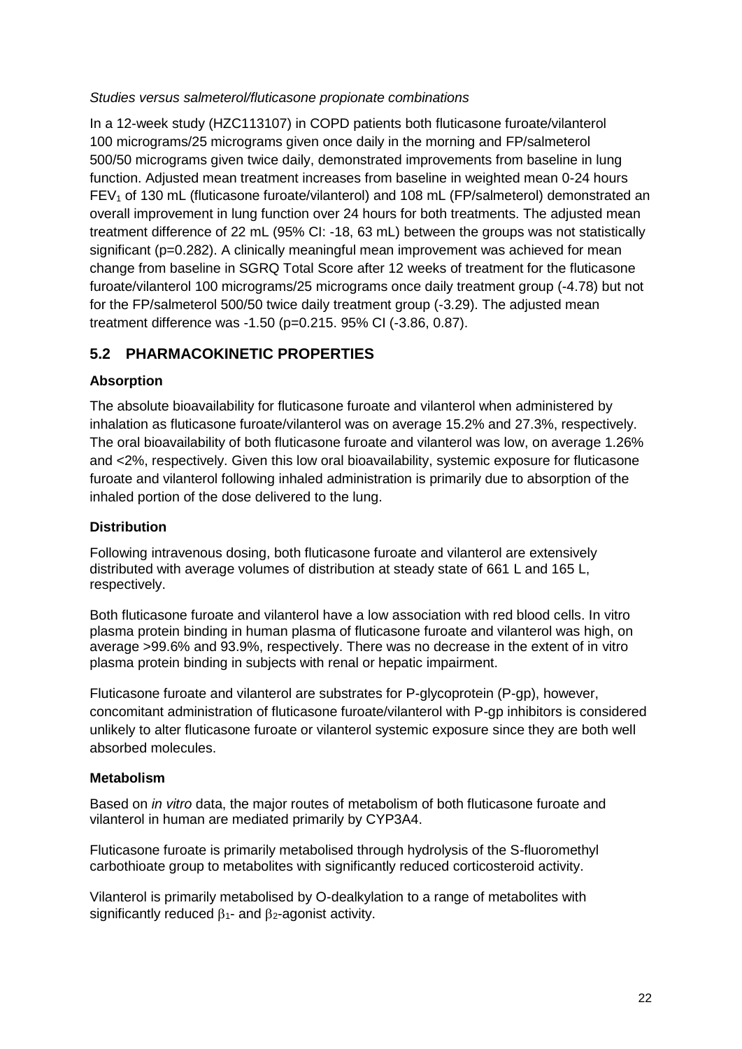*Studies versus salmeterol/fluticasone propionate combinations*

In a 12-week study (HZC113107) in COPD patients both fluticasone furoate/vilanterol 100 micrograms/25 micrograms given once daily in the morning and FP/salmeterol 500/50 micrograms given twice daily, demonstrated improvements from baseline in lung function. Adjusted mean treatment increases from baseline in weighted mean 0-24 hours $FEV_1$ of 130 mL (fluticasone furoate/vilanterol) and 108 mL (FP/salmeterol) demonstrated an overall improvement in lung function over 24 hours for both treatments. The adjusted mean treatment difference of 22 mL (95% CI: -18, 63 mL) between the groups was not statistically significant (p=0.282). A clinically meaningful mean improvement was achieved for mean change from baseline in SGRQ Total Score after 12 weeks of treatment for the fluticasone furoate/vilanterol 100 micrograms/25 micrograms once daily treatment group (-4.78) but not for the FP/salmeterol 500/50 twice daily treatment group (-3.29). The adjusted mean treatment difference was -1.50 (p=0.215. 95% CI (-3.86, 0.87).

## 5.2 PHARMACOKINETIC PROPERTIES

### Absorption

The absolute bioavailability for fluticasone furoate and vilanterol when administered by inhalation as fluticasone furoate/vilanterol was on average 15.2% and 27.3%, respectively. The oral bioavailability of both fluticasone furoate and vilanterol was low, on average 1.26% and <2%, respectively. Given this low oral bioavailability, systemic exposure for fluticasone furoate and vilanterol following inhaled administration is primarily due to absorption of the inhaled portion of the dose delivered to the lung.

### Distribution

Following intravenous dosing, both fluticasone furoate and vilanterol are extensively distributed with average volumes of distribution at steady state of 661 L and 165 L, respectively.

Both fluticasone furoate and vilanterol have a low association with red blood cells. In vitro plasma protein binding in human plasma of fluticasone furoate and vilanterol was high, on average >99.6% and 93.9%, respectively. There was no decrease in the extent of in vitro plasma protein binding in subjects with renal or hepatic impairment.

Fluticasone furoate and vilanterol are substrates for P-glycoprotein (P-gp), however, concomitant administration of fluticasone furoate/vilanterol with P-gp inhibitors is considered unlikely to alter fluticasone furoate or vilanterol systemic exposure since they are both well absorbed molecules.

### Metabolism

Based on *in vitro* data, the major routes of metabolism of both fluticasone furoate and vilanterol in human are mediated primarily by CYP3A4.

Fluticasone furoate is primarily metabolised through hydrolysis of the S-fluoromethyl carbothioate group to metabolites with significantly reduced corticosteroid activity.

Vilanterol is primarily metabolised by O-dealkylation to a range of metabolites with significantly reduced $\beta_1$- and $\beta_2$-agonist activity.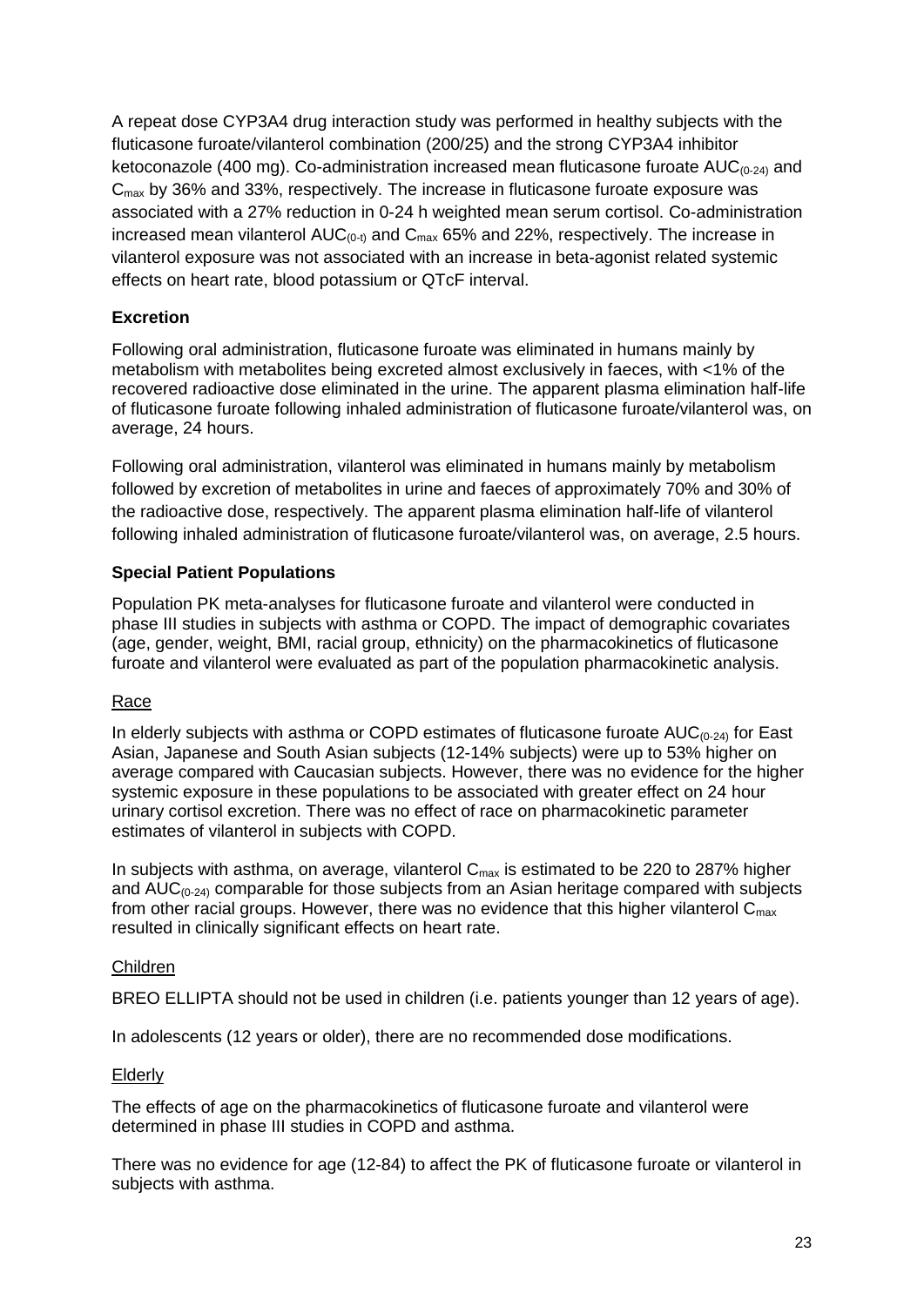A repeat dose CYP3A4 drug interaction study was performed in healthy subjects with the fluticasone furoate/vilanterol combination (200/25) and the strong CYP3A4 inhibitor ketoconazole (400 mg). Co-administration increased mean fluticasone furoate $AUC_{(0\text{-}24)}$ and $C_{max}$ by 36% and 33%, respectively. The increase in fluticasone furoate exposure was associated with a 27% reduction in 0-24 h weighted mean serum cortisol. Co-administration increased mean vilanterol $AUC_{(0\text{-}t)}$ and $C_{max}$ 65% and 22%, respectively. The increase in vilanterol exposure was not associated with an increase in beta-agonist related systemic effects on heart rate, blood potassium or QTcF interval.

**Excretion**

Following oral administration, fluticasone furoate was eliminated in humans mainly by metabolism with metabolites being excreted almost exclusively in faeces, with <1% of the recovered radioactive dose eliminated in the urine. The apparent plasma elimination half-life of fluticasone furoate following inhaled administration of fluticasone furoate/vilanterol was, on average, 24 hours.

Following oral administration, vilanterol was eliminated in humans mainly by metabolism followed by excretion of metabolites in urine and faeces of approximately 70% and 30% of the radioactive dose, respectively. The apparent plasma elimination half-life of vilanterol following inhaled administration of fluticasone furoate/vilanterol was, on average, 2.5 hours.

**Special Patient Populations**

Population PK meta-analyses for fluticasone furoate and vilanterol were conducted in phase III studies in subjects with asthma or COPD. The impact of demographic covariates (age, gender, weight, BMI, racial group, ethnicity) on the pharmacokinetics of fluticasone furoate and vilanterol were evaluated as part of the population pharmacokinetic analysis.

Race

In elderly subjects with asthma or COPD estimates of fluticasone furoate $AUC_{(0\text{-}24)}$ for East Asian, Japanese and South Asian subjects (12-14% subjects) were up to 53% higher on average compared with Caucasian subjects. However, there was no evidence for the higher systemic exposure in these populations to be associated with greater effect on 24 hour urinary cortisol excretion. There was no effect of race on pharmacokinetic parameter estimates of vilanterol in subjects with COPD.

In subjects with asthma, on average, vilanterol $C_{max}$ is estimated to be 220 to 287% higher and $AUC_{(0\text{-}24)}$ comparable for those subjects from an Asian heritage compared with subjects from other racial groups. However, there was no evidence that this higher vilanterol $C_{max}$ resulted in clinically significant effects on heart rate.

Children

BREO ELLIPTA should not be used in children (i.e. patients younger than 12 years of age).

In adolescents (12 years or older), there are no recommended dose modifications.

Elderly

The effects of age on the pharmacokinetics of fluticasone furoate and vilanterol were determined in phase III studies in COPD and asthma.

There was no evidence for age (12-84) to affect the PK of fluticasone furoate or vilanterol in subjects with asthma.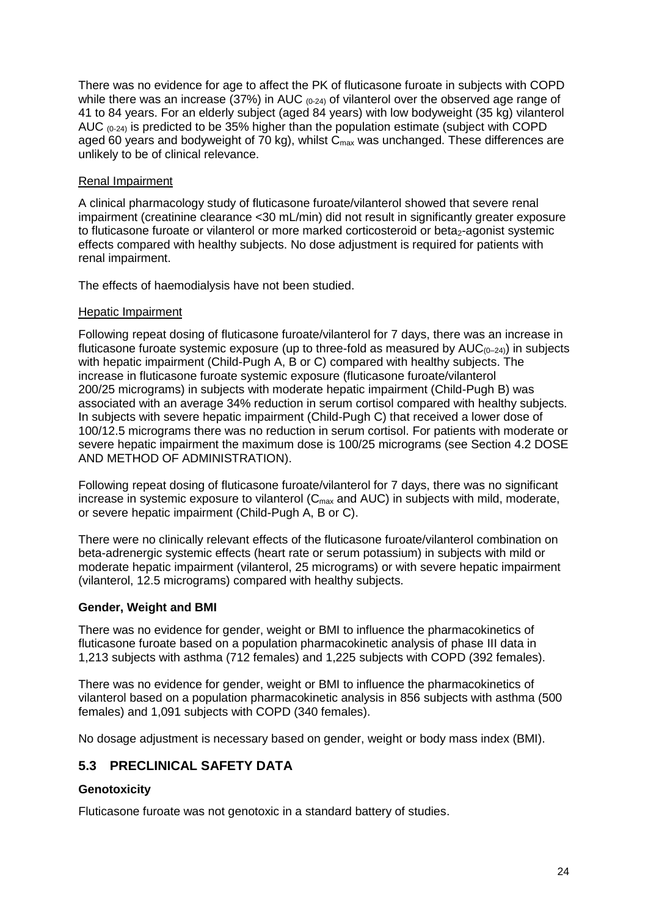There was no evidence for age to affect the PK of fluticasone furoate in subjects with COPD while there was an increase (37%) in AUC $_{(0\text{-}24)}$ of vilanterol over the observed age range of 41 to 84 years. For an elderly subject (aged 84 years) with low bodyweight (35 kg) vilanterol AUC $_{(0\text{-}24)}$ is predicted to be 35% higher than the population estimate (subject with COPD aged 60 years and bodyweight of 70 kg), whilst $C_{max}$ was unchanged. These differences are unlikely to be of clinical relevance.

Renal Impairment

A clinical pharmacology study of fluticasone furoate/vilanterol showed that severe renal impairment (creatinine clearance <30 mL/min) did not result in significantly greater exposure to fluticasone furoate or vilanterol or more marked corticosteroid or beta$_2$-agonist systemic effects compared with healthy subjects. No dose adjustment is required for patients with renal impairment.

The effects of haemodialysis have not been studied.

Hepatic Impairment

Following repeat dosing of fluticasone furoate/vilanterol for 7 days, there was an increase in fluticasone furoate systemic exposure (up to three-fold as measured by $AUC_{(0\text{–}24)}$) in subjects with hepatic impairment (Child-Pugh A, B or C) compared with healthy subjects. The increase in fluticasone furoate systemic exposure (fluticasone furoate/vilanterol 200/25 micrograms) in subjects with moderate hepatic impairment (Child-Pugh B) was associated with an average 34% reduction in serum cortisol compared with healthy subjects. In subjects with severe hepatic impairment (Child-Pugh C) that received a lower dose of 100/12.5 micrograms there was no reduction in serum cortisol. For patients with moderate or severe hepatic impairment the maximum dose is 100/25 micrograms (see Section 4.2 DOSE AND METHOD OF ADMINISTRATION).

Following repeat dosing of fluticasone furoate/vilanterol for 7 days, there was no significant increase in systemic exposure to vilanterol ($C_{max}$ and AUC) in subjects with mild, moderate, or severe hepatic impairment (Child-Pugh A, B or C).

There were no clinically relevant effects of the fluticasone furoate/vilanterol combination on beta-adrenergic systemic effects (heart rate or serum potassium) in subjects with mild or moderate hepatic impairment (vilanterol, 25 micrograms) or with severe hepatic impairment (vilanterol, 12.5 micrograms) compared with healthy subjects.

**Gender, Weight and BMI**

There was no evidence for gender, weight or BMI to influence the pharmacokinetics of fluticasone furoate based on a population pharmacokinetic analysis of phase III data in 1,213 subjects with asthma (712 females) and 1,225 subjects with COPD (392 females).

There was no evidence for gender, weight or BMI to influence the pharmacokinetics of vilanterol based on a population pharmacokinetic analysis in 856 subjects with asthma (500 females) and 1,091 subjects with COPD (340 females).

No dosage adjustment is necessary based on gender, weight or body mass index (BMI).

## 5.3 PRECLINICAL SAFETY DATA

**Genotoxicity**

Fluticasone furoate was not genotoxic in a standard battery of studies.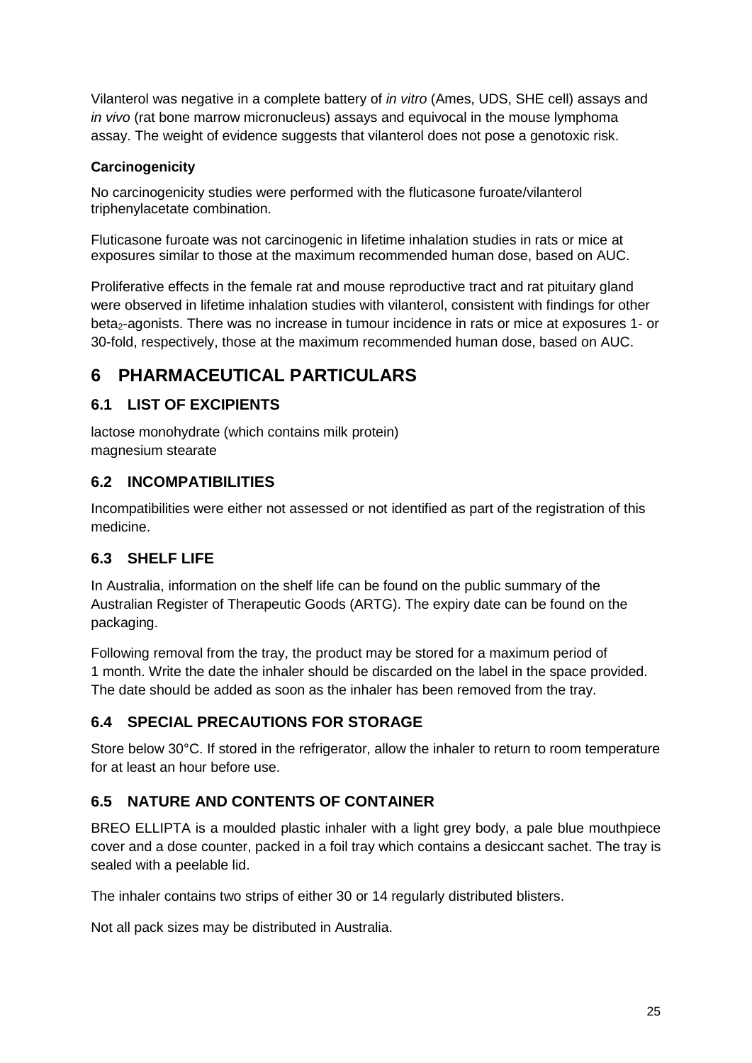Vilanterol was negative in a complete battery of *in vitro* (Ames, UDS, SHE cell) assays and *in vivo* (rat bone marrow micronucleus) assays and equivocal in the mouse lymphoma assay. The weight of evidence suggests that vilanterol does not pose a genotoxic risk.

**Carcinogenicity**

No carcinogenicity studies were performed with the fluticasone furoate/vilanterol triphenylacetate combination.

Fluticasone furoate was not carcinogenic in lifetime inhalation studies in rats or mice at exposures similar to those at the maximum recommended human dose, based on AUC.

Proliferative effects in the female rat and mouse reproductive tract and rat pituitary gland were observed in lifetime inhalation studies with vilanterol, consistent with findings for other beta$_2$-agonists. There was no increase in tumour incidence in rats or mice at exposures 1- or 30-fold, respectively, those at the maximum recommended human dose, based on AUC.

# 6 PHARMACEUTICAL PARTICULARS

## 6.1 LIST OF EXCIPIENTS

lactose monohydrate (which contains milk protein)
magnesium stearate

## 6.2 INCOMPATIBILITIES

Incompatibilities were either not assessed or not identified as part of the registration of this medicine.

## 6.3 SHELF LIFE

In Australia, information on the shelf life can be found on the public summary of the Australian Register of Therapeutic Goods (ARTG). The expiry date can be found on the packaging.

Following removal from the tray, the product may be stored for a maximum period of 1 month. Write the date the inhaler should be discarded on the label in the space provided. The date should be added as soon as the inhaler has been removed from the tray.

## 6.4 SPECIAL PRECAUTIONS FOR STORAGE

Store below 30°C. If stored in the refrigerator, allow the inhaler to return to room temperature for at least an hour before use.

## 6.5 NATURE AND CONTENTS OF CONTAINER

BREO ELLIPTA is a moulded plastic inhaler with a light grey body, a pale blue mouthpiece cover and a dose counter, packed in a foil tray which contains a desiccant sachet. The tray is sealed with a peelable lid.

The inhaler contains two strips of either 30 or 14 regularly distributed blisters.

Not all pack sizes may be distributed in Australia.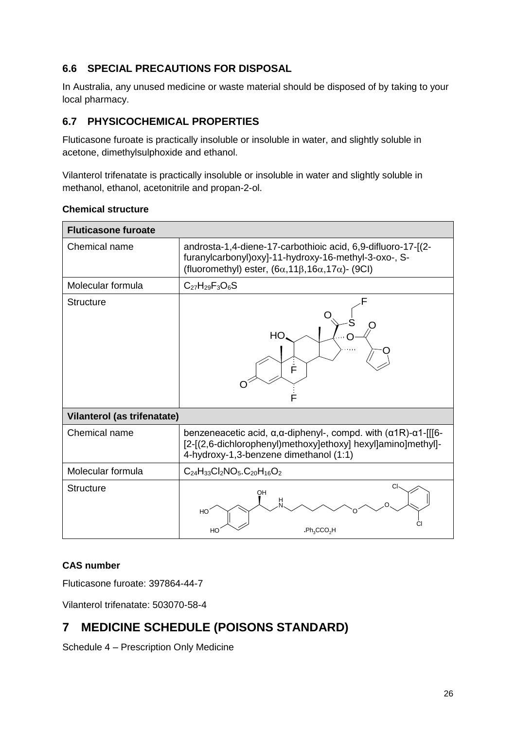## 6.6 SPECIAL PRECAUTIONS FOR DISPOSAL

In Australia, any unused medicine or waste material should be disposed of by taking to your local pharmacy.

## 6.7 PHYSICOCHEMICAL PROPERTIES

Fluticasone furoate is practically insoluble or insoluble in water, and slightly soluble in acetone, dimethylsulphoxide and ethanol.

Vilanterol trifenatate is practically insoluble or insoluble in water and slightly soluble in methanol, ethanol, acetonitrile and propan-2-ol.

**Chemical structure**

| **Fluticasone furoate** | |
|---|---|
| Chemical name | androsta-1,4-diene-17-carbothioic acid, 6,9-difluoro-17-[(2-furanylcarbonyl)oxy]-11-hydroxy-16-methyl-3-oxo-, S-(fluoromethyl) ester, (6α,11β,16α,17α)- (9CI) |
| Molecular formula | $C_{27}H_{29}F_3O_6S$ |
| Structure | |
| **Vilanterol (as trifenatate)** | |
| Chemical name | benzeneacetic acid, α,α-diphenyl-, compd. with (α1R)-α1-[[[6-[2-[(2,6-dichlorophenyl)methoxy]ethoxy] hexyl]amino]methyl]-4-hydroxy-1,3-benzene dimethanol (1:1) |
| Molecular formula | $C_{24}H_{33}Cl_2NO_5.C_{20}H_{16}O_2$ |
| Structure | $.Ph_3CCO_2H$ |

**CAS number**

Fluticasone furoate: 397864-44-7

Vilanterol trifenatate: 503070-58-4

# 7 MEDICINE SCHEDULE (POISONS STANDARD)

Schedule 4 – Prescription Only Medicine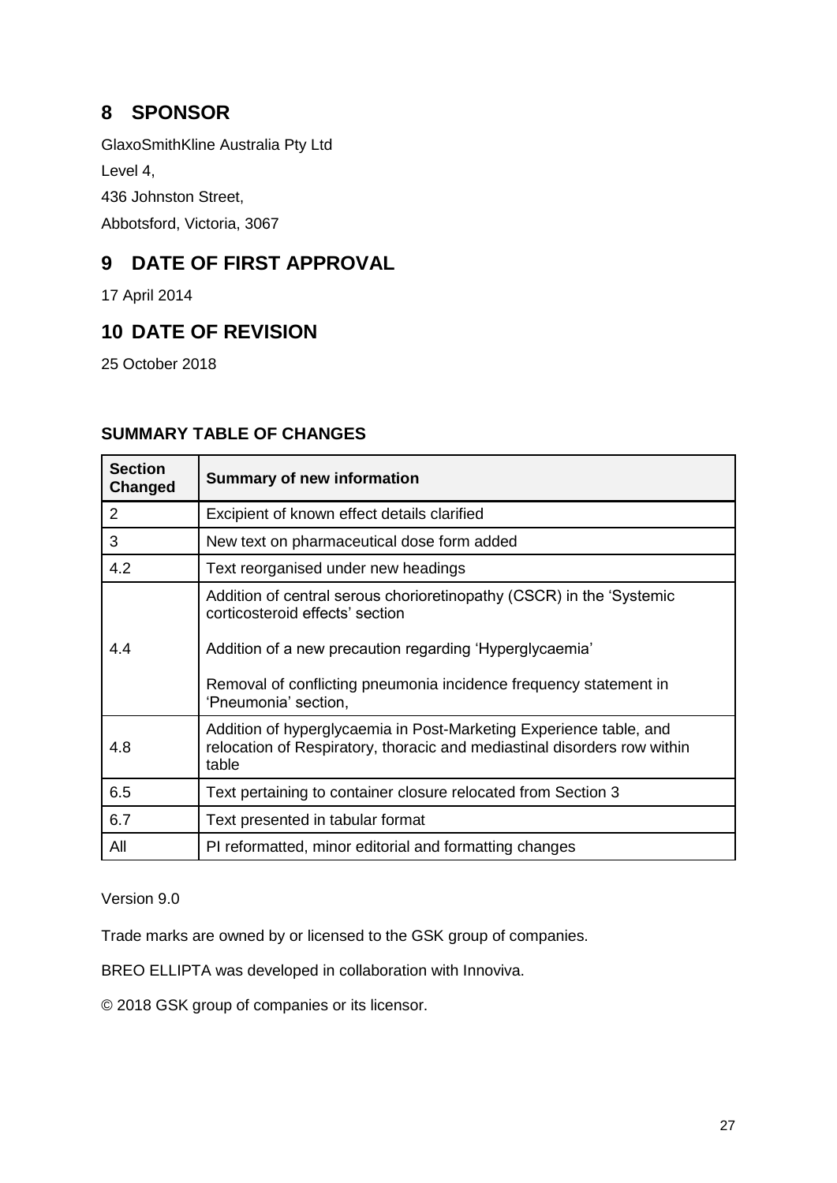## 8 SPONSOR

GlaxoSmithKline Australia Pty Ltd

Level 4,

436 Johnston Street,

Abbotsford, Victoria, 3067

## 9 DATE OF FIRST APPROVAL

17 April 2014

## 10 DATE OF REVISION

25 October 2018

### SUMMARY TABLE OF CHANGES

| Section Changed | Summary of new information |
|---|---|
| 2 | Excipient of known effect details clarified |
| 3 | New text on pharmaceutical dose form added |
| 4.2 | Text reorganised under new headings |
| 4.4 | Addition of central serous chorioretinopathy (CSCR) in the 'Systemic corticosteroid effects' section<br><br>Addition of a new precaution regarding 'Hyperglycaemia'<br><br>Removal of conflicting pneumonia incidence frequency statement in 'Pneumonia' section, |
| 4.8 | Addition of hyperglycaemia in Post-Marketing Experience table, and relocation of Respiratory, thoracic and mediastinal disorders row within table |
| 6.5 | Text pertaining to container closure relocated from Section 3 |
| 6.7 | Text presented in tabular format |
| All | PI reformatted, minor editorial and formatting changes |

Version 9.0

Trade marks are owned by or licensed to the GSK group of companies.

BREO ELLIPTA was developed in collaboration with Innoviva.

© 2018 GSK group of companies or its licensor.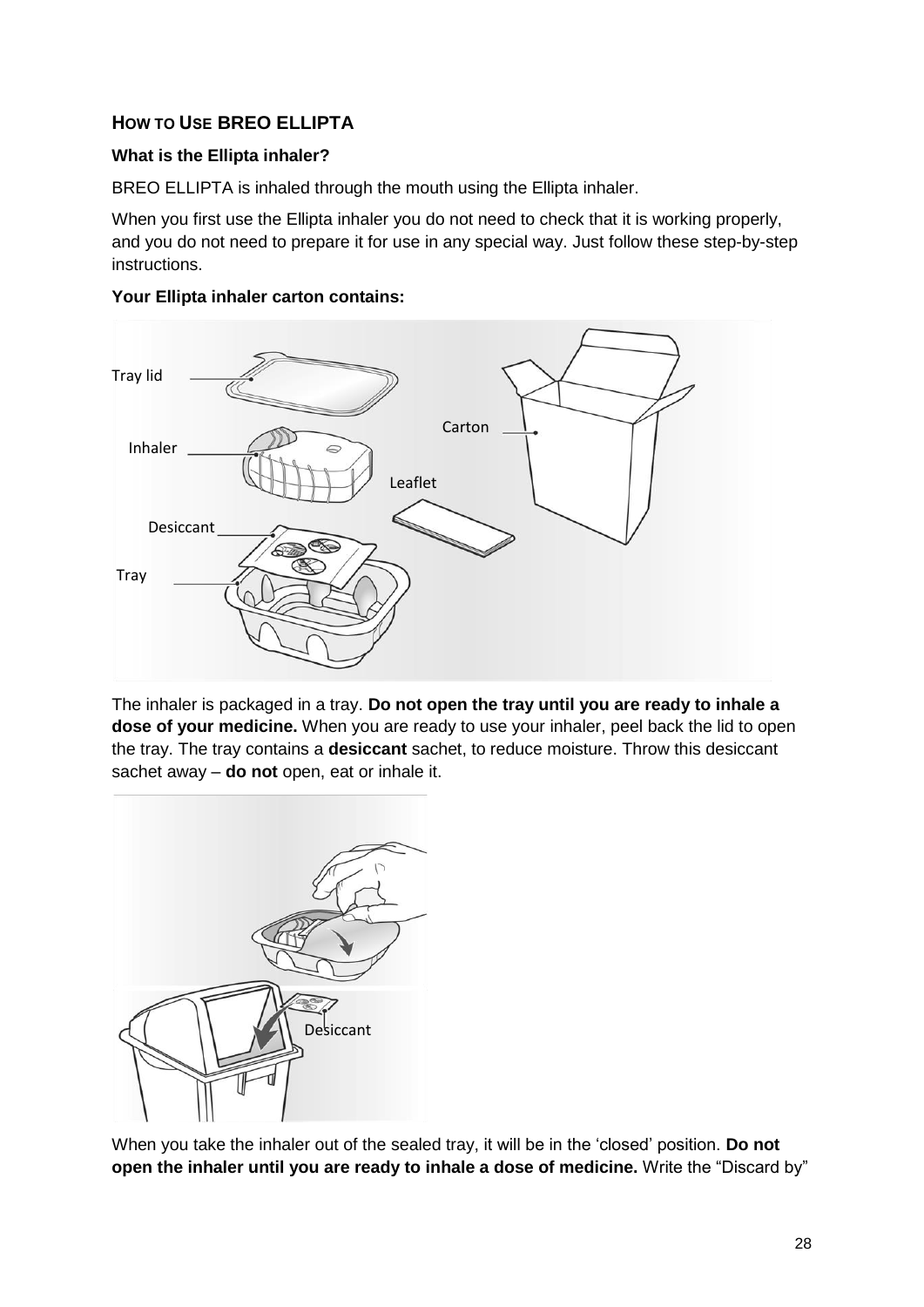## How to Use BREO ELLIPTA

**What is the Ellipta inhaler?**

BREO ELLIPTA is inhaled through the mouth using the Ellipta inhaler.

When you first use the Ellipta inhaler you do not need to check that it is working properly, and you do not need to prepare it for use in any special way. Just follow these step-by-step instructions.

**Your Ellipta inhaler carton contains:**

Tray lid

Inhaler

Desiccant

Tray

Carton

Leaflet

The inhaler is packaged in a tray. **Do not open the tray until you are ready to inhale a dose of your medicine.** When you are ready to use your inhaler, peel back the lid to open the tray. The tray contains a **desiccant** sachet, to reduce moisture. Throw this desiccant sachet away – **do not** open, eat or inhale it.

Desiccant

When you take the inhaler out of the sealed tray, it will be in the 'closed' position. **Do not open the inhaler until you are ready to inhale a dose of medicine.** Write the "Discard by"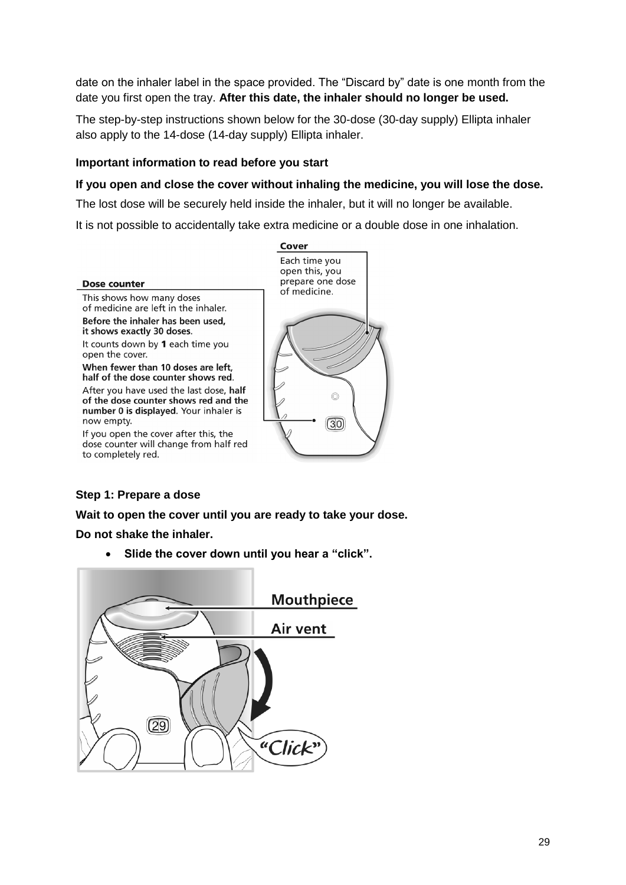date on the inhaler label in the space provided. The "Discard by" date is one month from the date you first open the tray. **After this date, the inhaler should no longer be used.**

The step-by-step instructions shown below for the 30-dose (30-day supply) Ellipta inhaler also apply to the 14-dose (14-day supply) Ellipta inhaler.

**Important information to read before you start**

**If you open and close the cover without inhaling the medicine, you will lose the dose.**

The lost dose will be securely held inside the inhaler, but it will no longer be available.

It is not possible to accidentally take extra medicine or a double dose in one inhalation.

**Cover**

Each time you open this, you prepare one dose of medicine.

**Dose counter**

This shows how many doses of medicine are left in the inhaler.

**Before the inhaler has been used, it shows exactly 30 doses.**

It counts down by **1** each time you open the cover.

**When fewer than 10 doses are left, half of the dose counter shows red.**

After you have used the last dose, **half of the dose counter shows red and the number 0 is displayed.** Your inhaler is now empty.

If you open the cover after this, the dose counter will change from half red to completely red.

**Step 1: Prepare a dose**

**Wait to open the cover until you are ready to take your dose.**

**Do not shake the inhaler.**

- **Slide the cover down until you hear a "click".**

Mouthpiece

Air vent

"Click"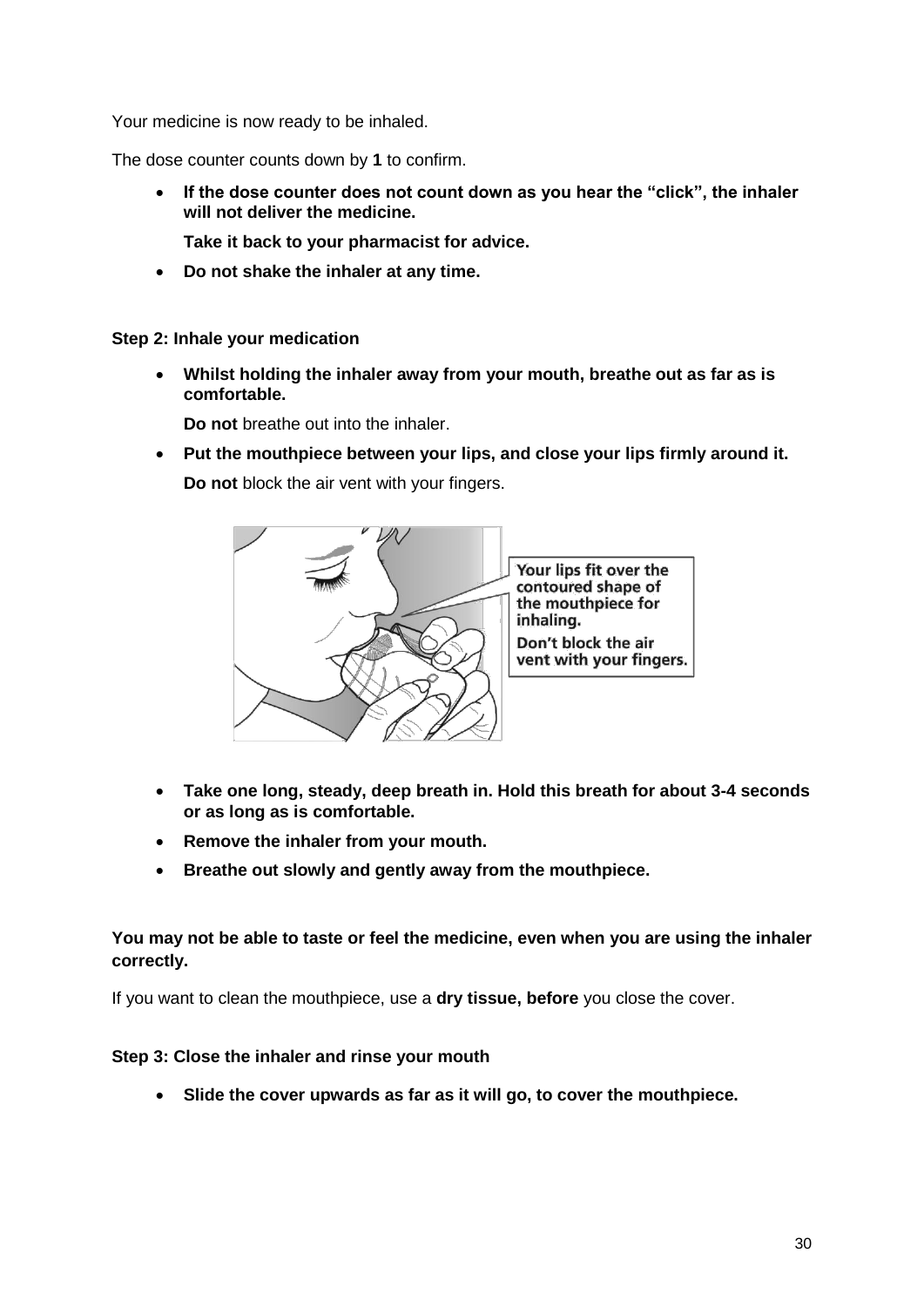Your medicine is now ready to be inhaled.

The dose counter counts down by **1** to confirm.

- **If the dose counter does not count down as you hear the "click", the inhaler will not deliver the medicine.**

  **Take it back to your pharmacist for advice.**

- **Do not shake the inhaler at any time.**

**Step 2: Inhale your medication**

- **Whilst holding the inhaler away from your mouth, breathe out as far as is comfortable.**

  **Do not** breathe out into the inhaler.

- **Put the mouthpiece between your lips, and close your lips firmly around it.**

  **Do not** block the air vent with your fingers.

- **Take one long, steady, deep breath in. Hold this breath for about 3-4 seconds or as long as is comfortable.**
- **Remove the inhaler from your mouth.**
- **Breathe out slowly and gently away from the mouthpiece.**

**You may not be able to taste or feel the medicine, even when you are using the inhaler correctly.**

If you want to clean the mouthpiece, use a **dry tissue, before** you close the cover.

**Step 3: Close the inhaler and rinse your mouth**

- **Slide the cover upwards as far as it will go, to cover the mouthpiece.**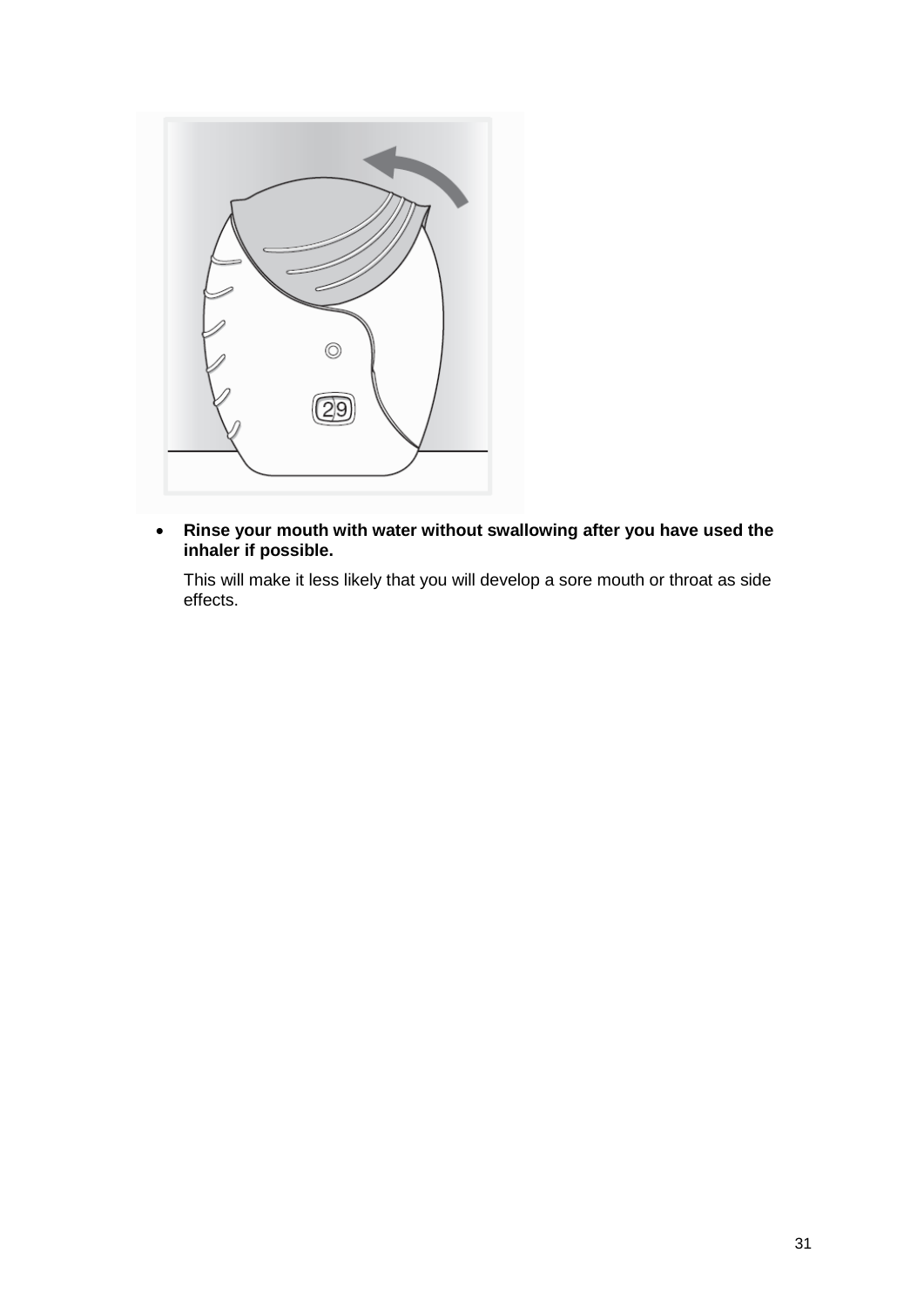- **Rinse your mouth with water without swallowing after you have used the inhaler if possible.**

  This will make it less likely that you will develop a sore mouth or throat as side effects.